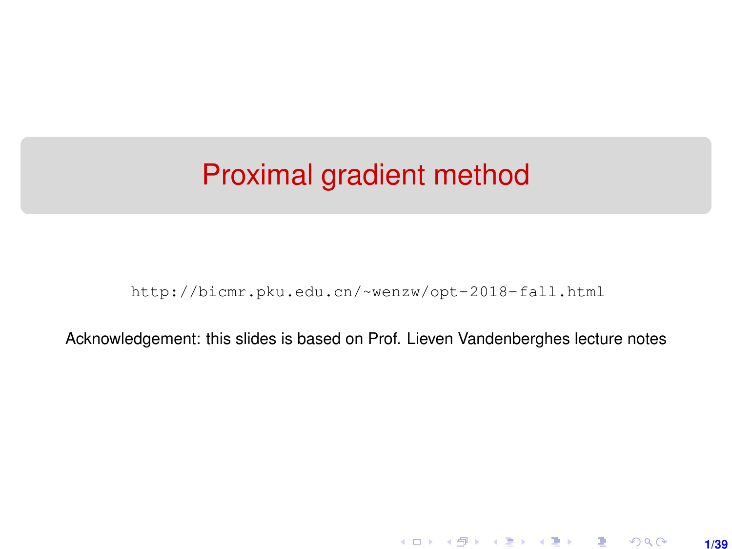# Proximal gradient method

http://bicmr.pku.edu.cn/~wenzw/opt-2018-fall.html

Acknowledgement: this slides is based on Prof. Lieven Vandenberghes lecture notes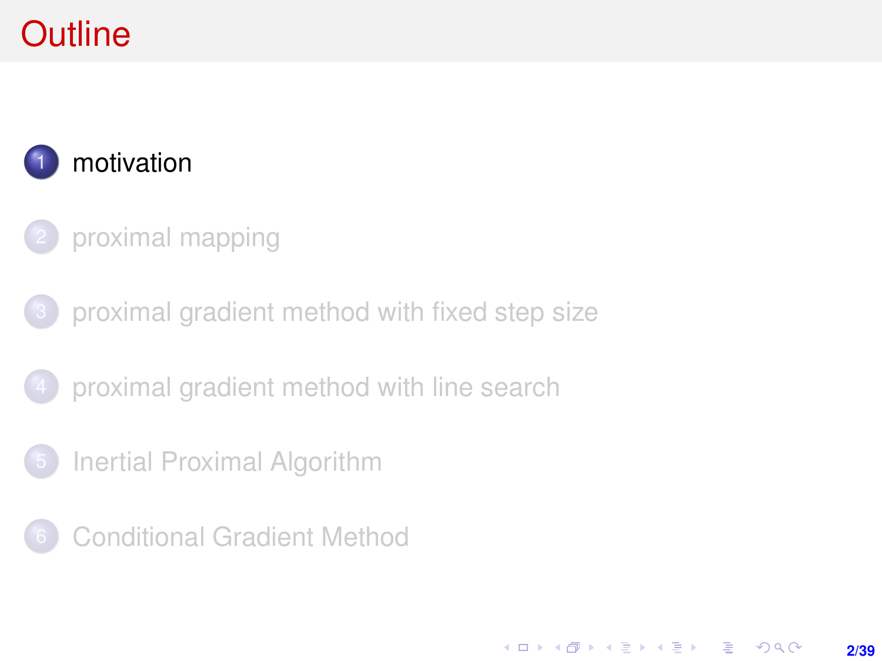# Outline

1. motivation
2. proximal mapping
3. proximal gradient method with fixed step size
4. proximal gradient method with line search
5. Inertial Proximal Algorithm
6. Conditional Gradient Method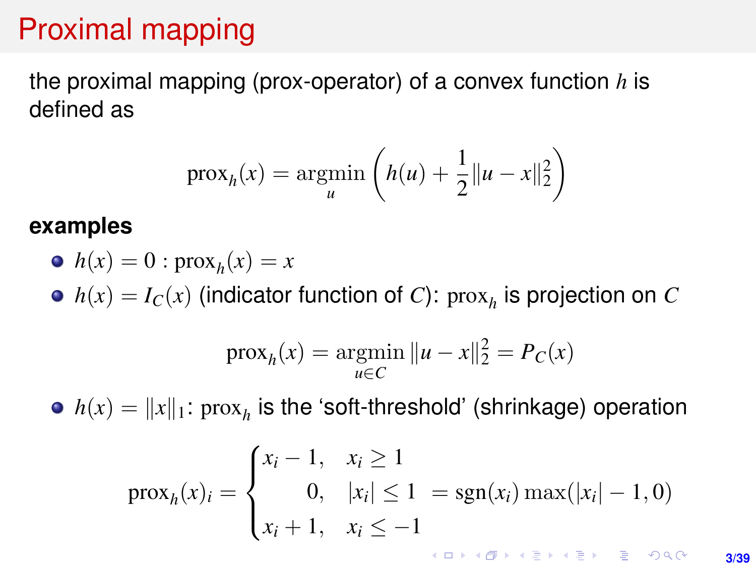# Proximal mapping

the proximal mapping (prox-operator) of a convex function $h$ is defined as

$$\mathrm{prox}_h(x) = \underset{u}{\mathrm{argmin}} \left( h(u) + \frac{1}{2}\|u - x\|_2^2 \right)$$

**examples**

- $h(x) = 0$ : $\mathrm{prox}_h(x) = x$
- $h(x) = I_C(x)$ (indicator function of $C$): $\mathrm{prox}_h$ is projection on $C$

$$\mathrm{prox}_h(x) = \underset{u \in C}{\mathrm{argmin}} \|u - x\|_2^2 = P_C(x)$$

- $h(x) = \|x\|_1$: $\mathrm{prox}_h$ is the 'soft-threshold' (shrinkage) operation

$$\mathrm{prox}_h(x)_i = \begin{cases} x_i - 1, & x_i \geq 1 \\ 0, & |x_i| \leq 1 \\ x_i + 1, & x_i \leq -1 \end{cases} = \mathrm{sgn}(x_i)\max(|x_i| - 1, 0)$$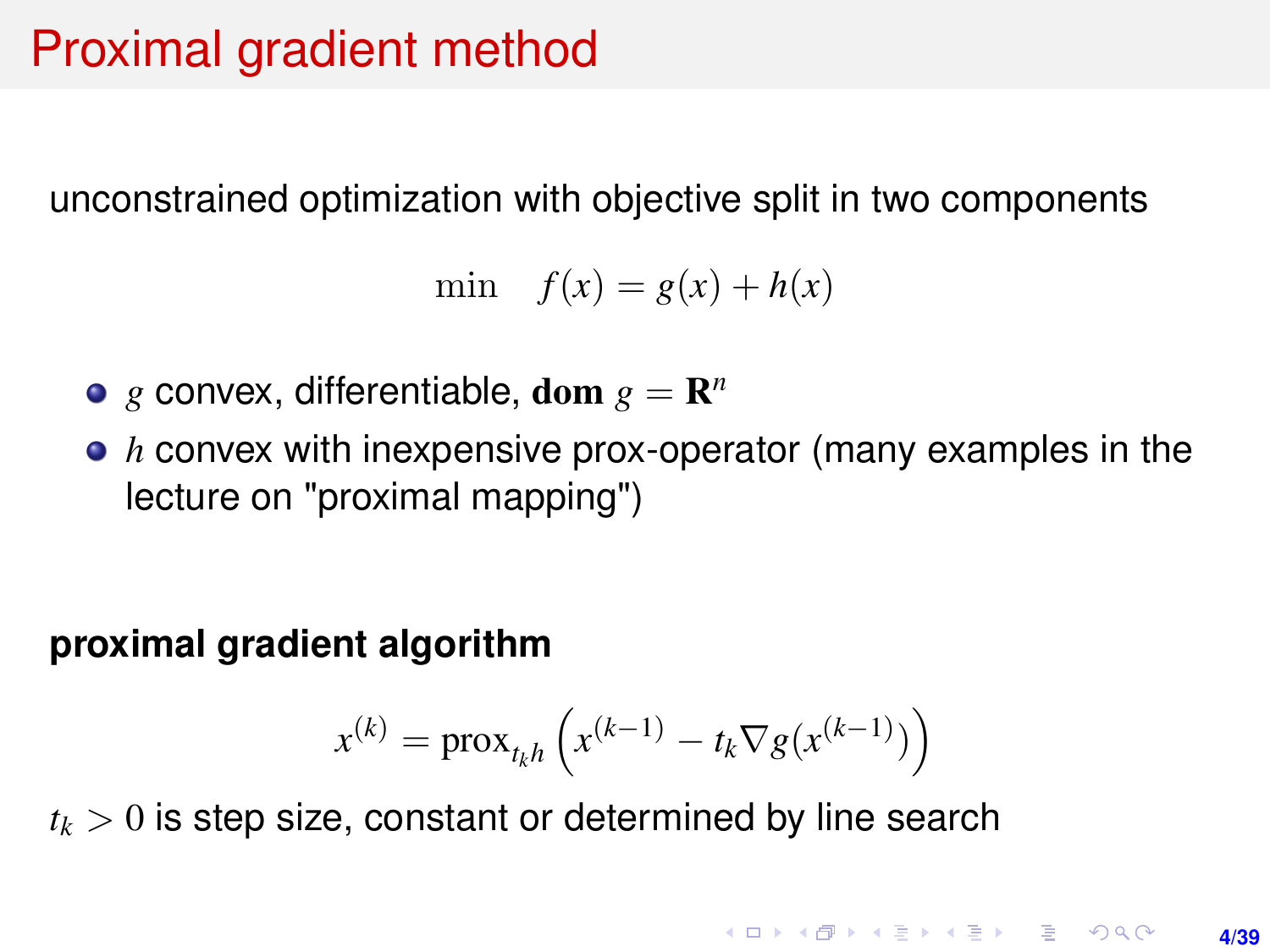# Proximal gradient method

unconstrained optimization with objective split in two components

$$\min \quad f(x) = g(x) + h(x)$$

- $g$ convex, differentiable, $\textbf{dom}\ g = \mathbf{R}^n$
- $h$ convex with inexpensive prox-operator (many examples in the lecture on "proximal mapping")

**proximal gradient algorithm**

$$x^{(k)} = \mathrm{prox}_{t_k h}\left(x^{(k-1)} - t_k \nabla g(x^{(k-1)})\right)$$

$t_k > 0$ is step size, constant or determined by line search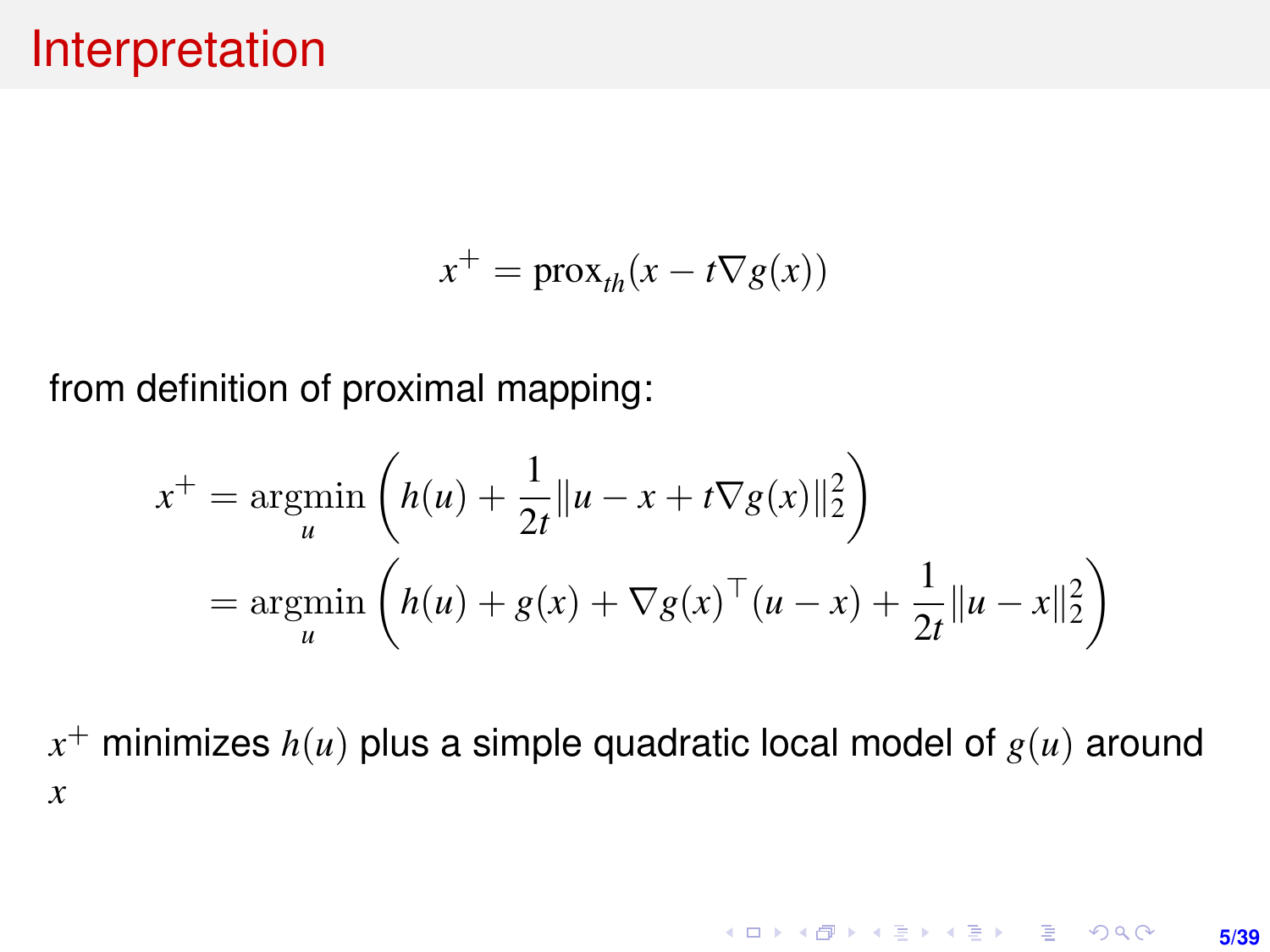# Interpretation

$$x^+ = \operatorname{prox}_{th}(x - t\nabla g(x))$$

from definition of proximal mapping:

$$\begin{aligned}
x^+ &= \underset{u}{\operatorname{argmin}} \left( h(u) + \frac{1}{2t}\|u - x + t\nabla g(x)\|_2^2 \right) \\
&= \underset{u}{\operatorname{argmin}} \left( h(u) + g(x) + \nabla g(x)^\top (u - x) + \frac{1}{2t}\|u - x\|_2^2 \right)
\end{aligned}$$

$x^+$ minimizes $h(u)$ plus a simple quadratic local model of $g(u)$ around $x$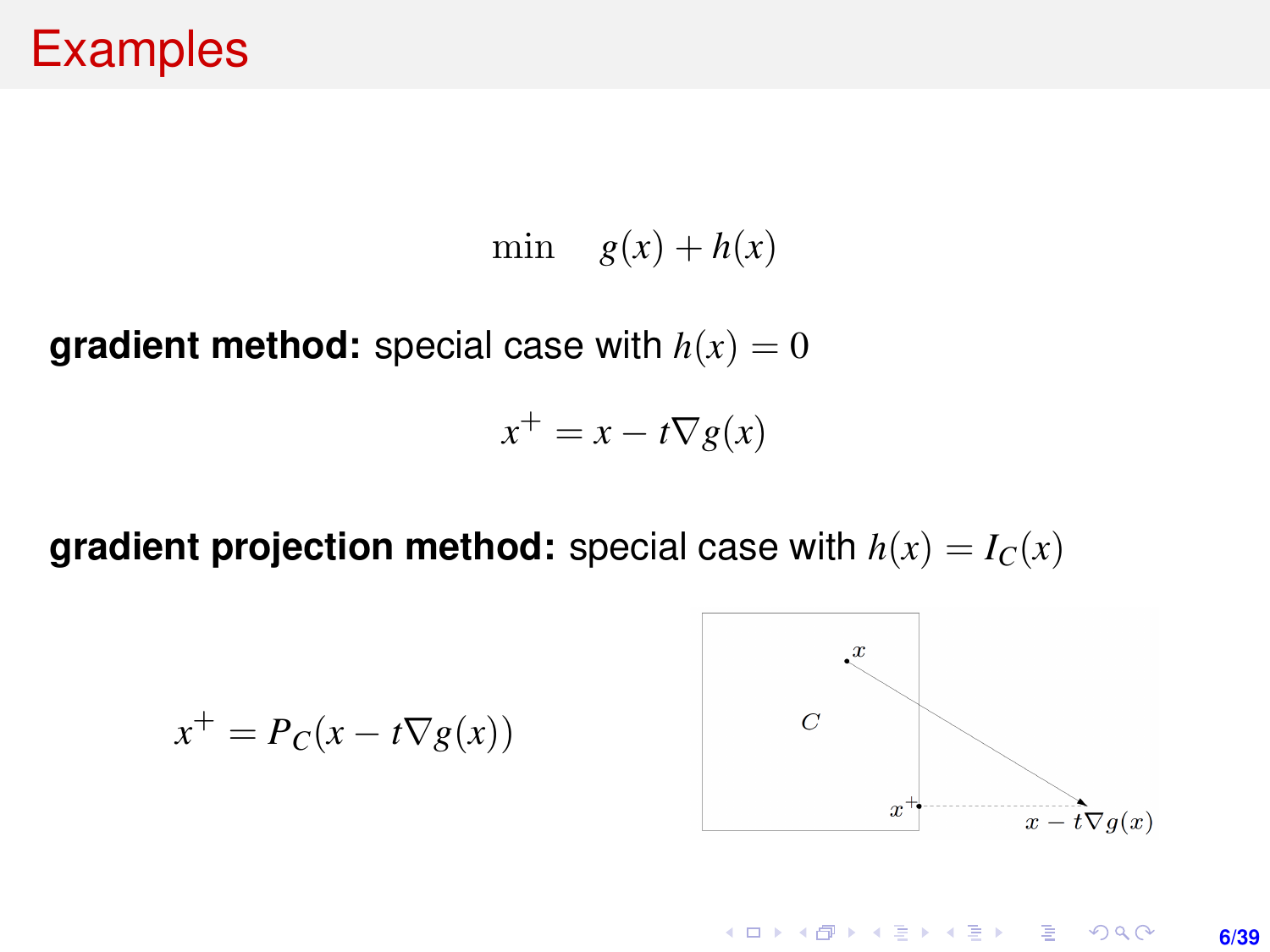# Examples

$$\min \quad g(x) + h(x)$$

**gradient method:** special case with $h(x) = 0$

$$x^+ = x - t\nabla g(x)$$

**gradient projection method:** special case with $h(x) = I_C(x)$

$$x^+ = P_C(x - t\nabla g(x))$$

$x$

$C$

$x^+$

$x - t\nabla g(x)$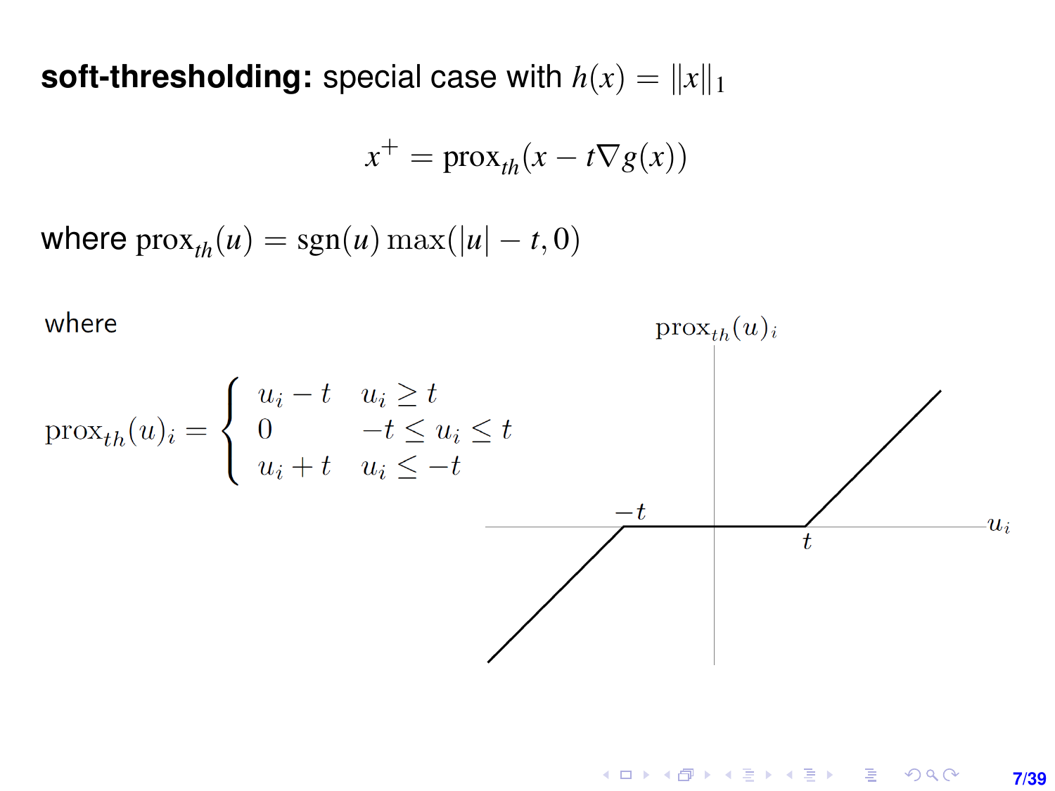**soft-thresholding:** special case with $h(x) = \|x\|_1$

$$x^+ = \text{prox}_{th}(x - t\nabla g(x))$$

where $\text{prox}_{th}(u) = \text{sgn}(u) \max(|u| - t, 0)$

where

$$\text{prox}_{th}(u)_i = \begin{cases} u_i - t & u_i \geq t \\ 0 & -t \leq u_i \leq t \\ u_i + t & u_i \leq -t \end{cases}$$

$\text{prox}_{th}(u)_i$

$-t$

$t$

$u_i$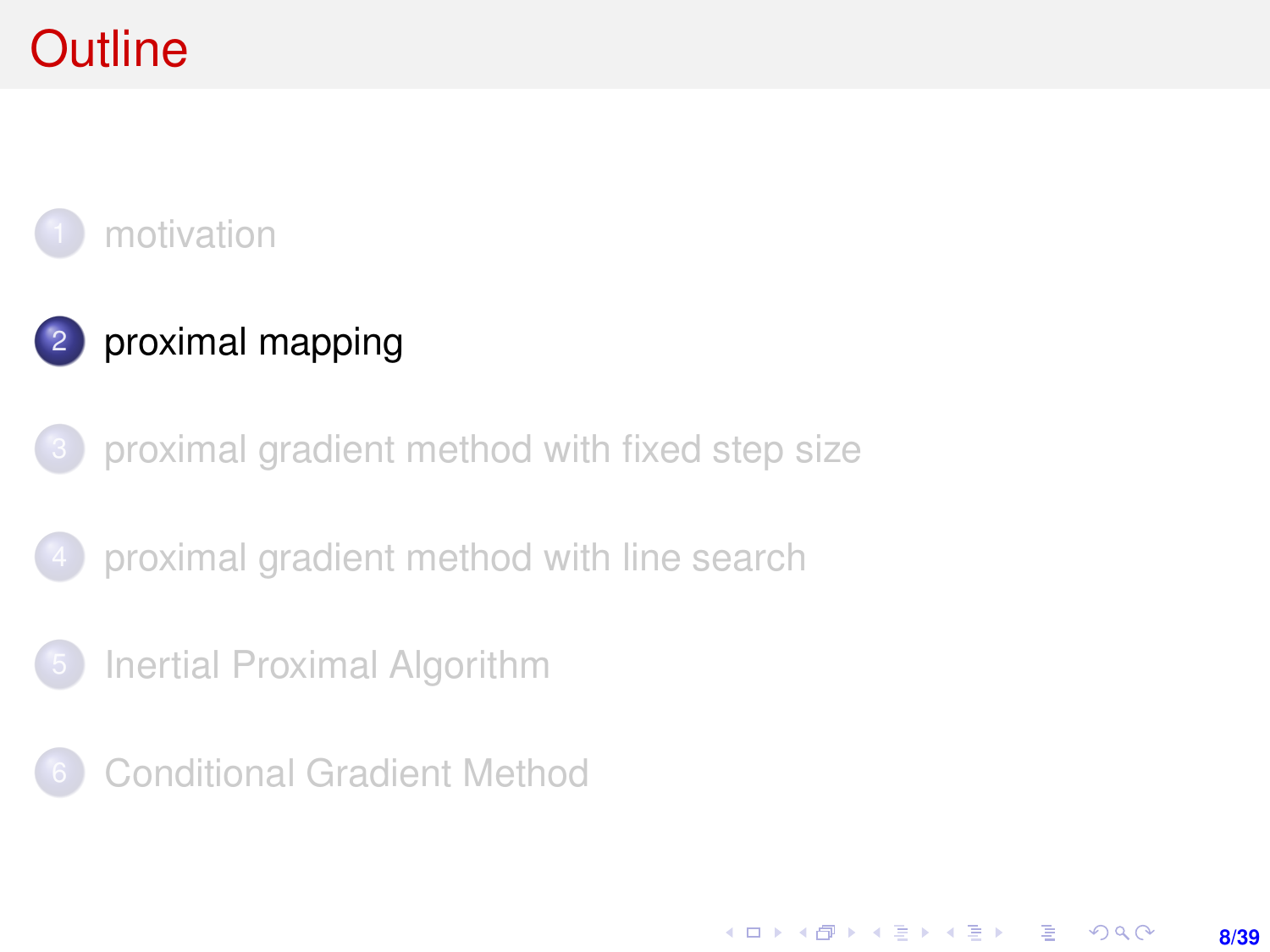# Outline

1. motivation
2. proximal mapping
3. proximal gradient method with fixed step size
4. proximal gradient method with line search
5. Inertial Proximal Algorithm
6. Conditional Gradient Method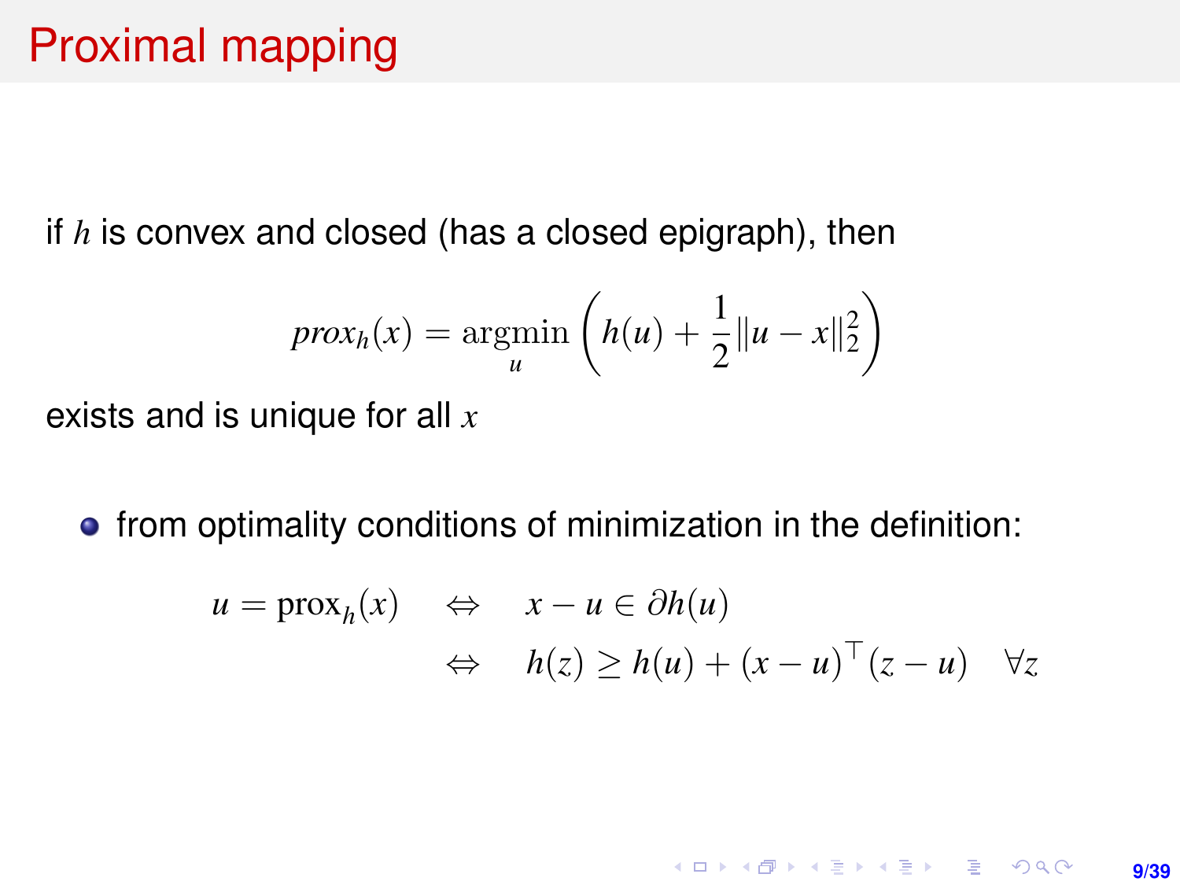# Proximal mapping

if $h$ is convex and closed (has a closed epigraph), then

$$prox_h(x) = \underset{u}{\operatorname{argmin}} \left( h(u) + \frac{1}{2}\|u - x\|_2^2 \right)$$

exists and is unique for all $x$

- from optimality conditions of minimization in the definition:

$$\begin{aligned} u = \operatorname{prox}_h(x) \quad &\Leftrightarrow \quad x - u \in \partial h(u) \\ &\Leftrightarrow \quad h(z) \geq h(u) + (x - u)^\top (z - u) \quad \forall z \end{aligned}$$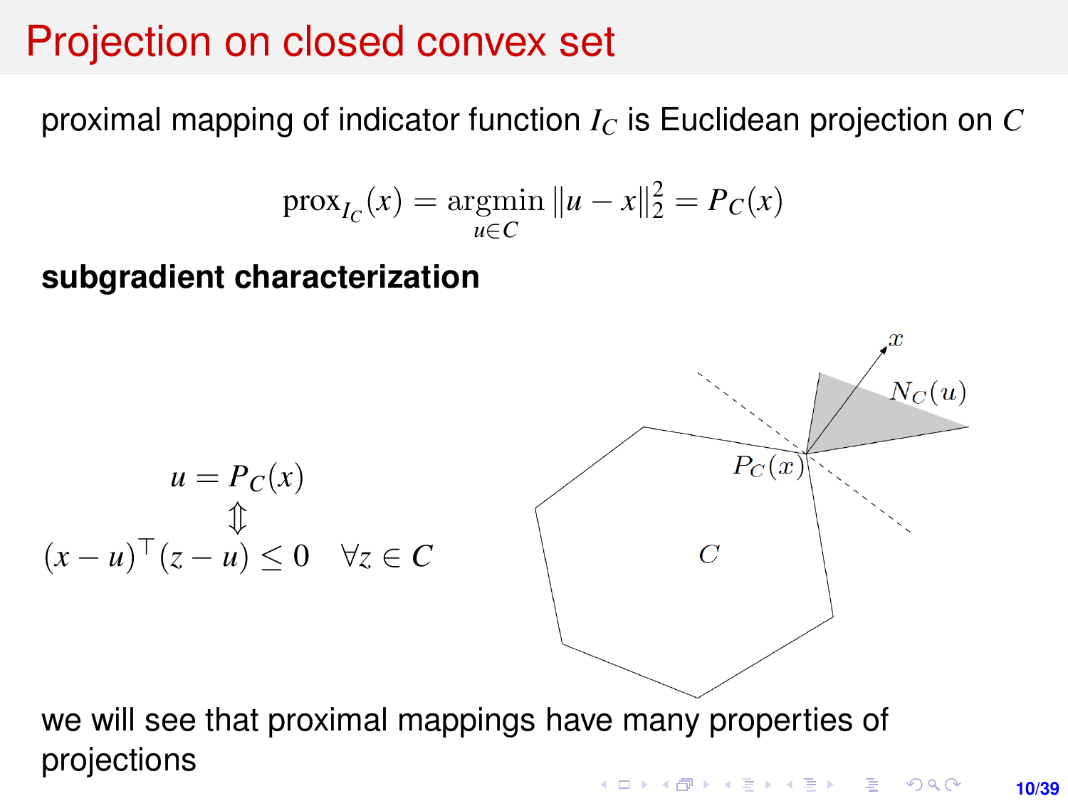# Projection on closed convex set

proximal mapping of indicator function $I_C$ is Euclidean projection on $C$

$$\text{prox}_{I_C}(x) = \underset{u \in C}{\text{argmin}} \|u - x\|_2^2 = P_C(x)$$

**subgradient characterization**

$$u = P_C(x)$$
$$\Updownarrow$$
$$(x - u)^\top (z - u) \leq 0 \quad \forall z \in C$$

$x$

$N_C(u)$

$P_C(x)$

$C$

we will see that proximal mappings have many properties of projections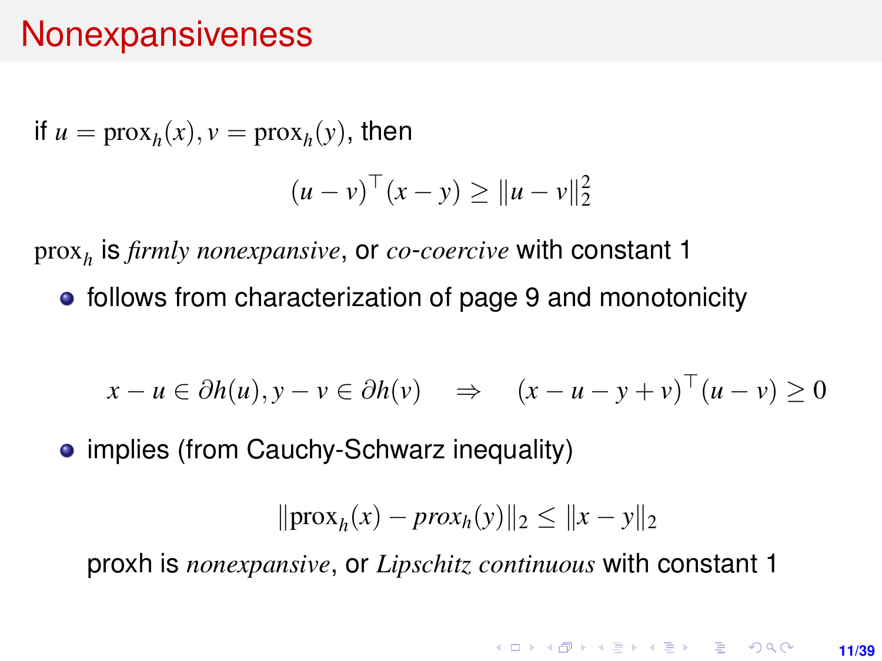# Nonexpansiveness

if $u = \text{prox}_h(x), v = \text{prox}_h(y)$, then

$$(u - v)^\top (x - y) \geq \|u - v\|_2^2$$

$\text{prox}_h$ is *firmly nonexpansive*, or *co-coercive* with constant 1

- follows from characterization of page 9 and monotonicity

$$x - u \in \partial h(u), y - v \in \partial h(v) \quad \Rightarrow \quad (x - u - y + v)^\top (u - v) \geq 0$$

- implies (from Cauchy-Schwarz inequality)

$$\|\text{prox}_h(x) - prox_h(y)\|_2 \leq \|x - y\|_2$$

  proxh is *nonexpansive*, or *Lipschitz continuous* with constant 1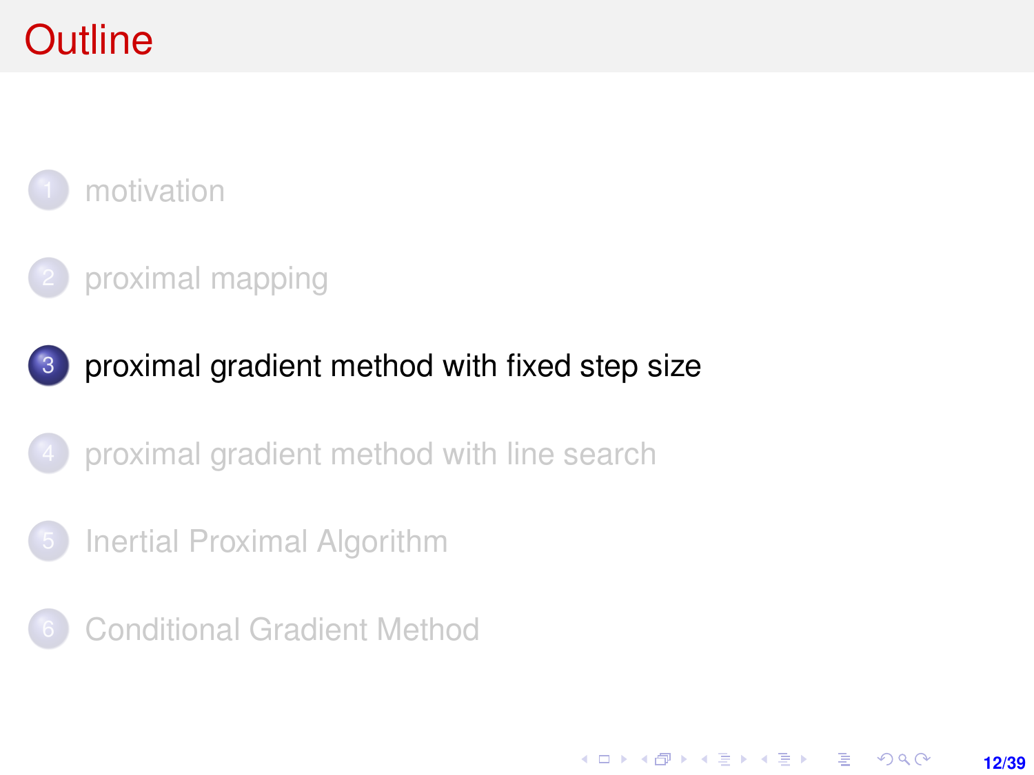# Outline

1. motivation
2. proximal mapping
3. **proximal gradient method with fixed step size**
4. proximal gradient method with line search
5. Inertial Proximal Algorithm
6. Conditional Gradient Method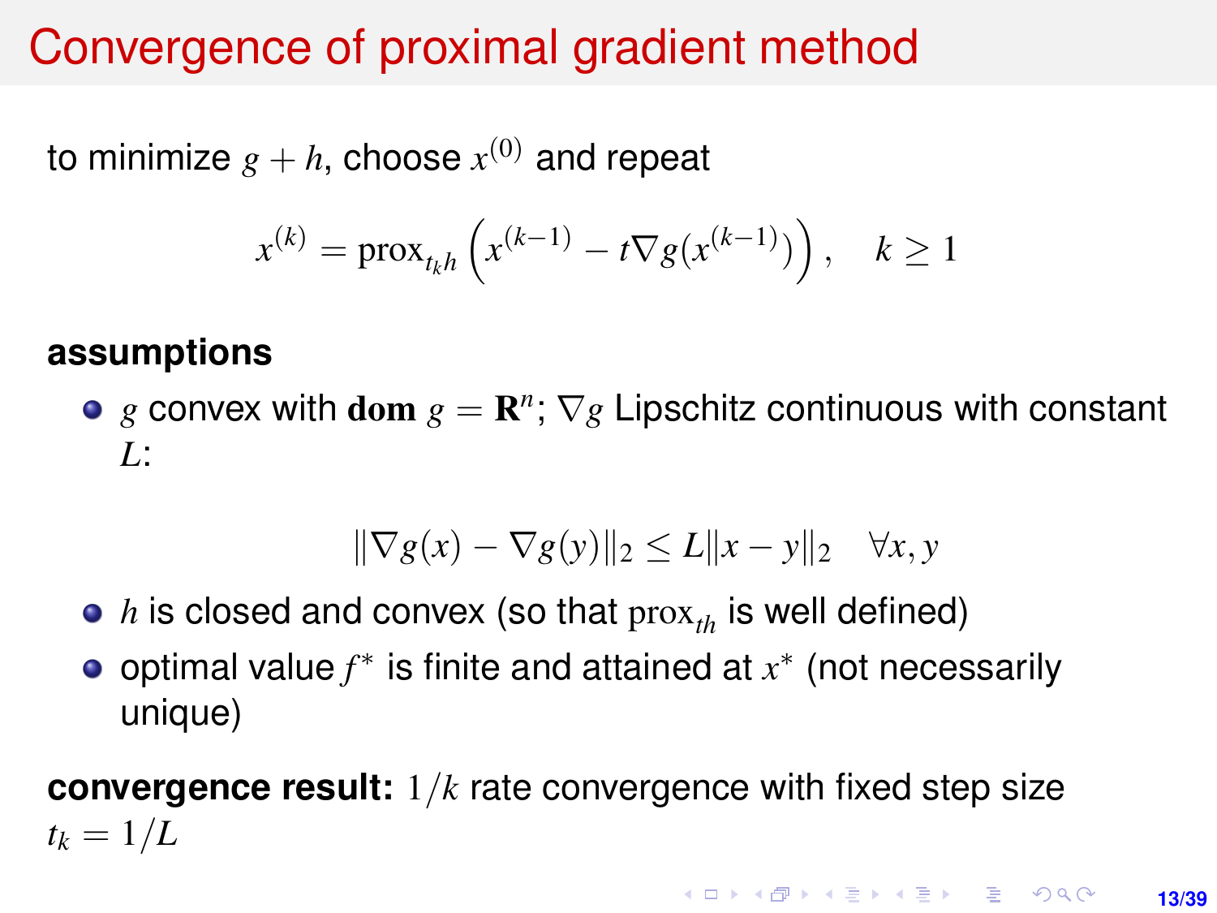# Convergence of proximal gradient method

to minimize $g + h$, choose $x^{(0)}$ and repeat

$$x^{(k)} = \mathrm{prox}_{t_k h}\left(x^{(k-1)} - t\nabla g(x^{(k-1)})\right), \quad k \geq 1$$

**assumptions**

- $g$ convex with $\mathbf{dom}\, g = \mathbf{R}^n$; $\nabla g$ Lipschitz continuous with constant $L$:

$$\|\nabla g(x) - \nabla g(y)\|_2 \leq L\|x - y\|_2 \quad \forall x, y$$

- $h$ is closed and convex (so that $\mathrm{prox}_{th}$ is well defined)
- optimal value $f^*$ is finite and attained at $x^*$ (not necessarily unique)

**convergence result:** $1/k$ rate convergence with fixed step size $t_k = 1/L$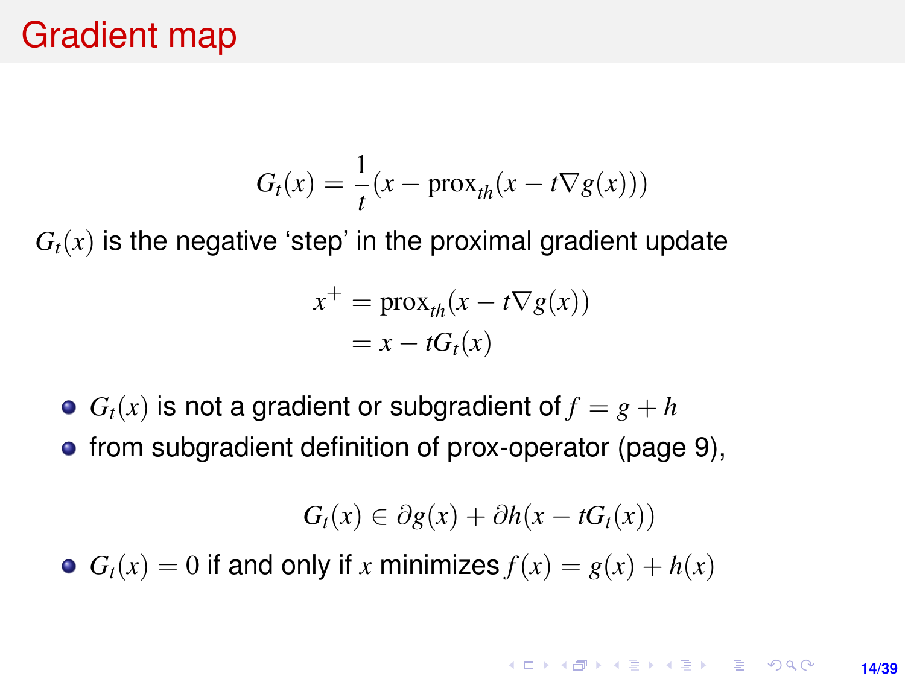# Gradient map

$$G_t(x) = \frac{1}{t}(x - \text{prox}_{th}(x - t\nabla g(x)))$$

$G_t(x)$ is the negative 'step' in the proximal gradient update

$$\begin{aligned} x^+ &= \text{prox}_{th}(x - t\nabla g(x)) \\ &= x - tG_t(x) \end{aligned}$$

- $G_t(x)$ is not a gradient or subgradient of $f = g + h$
- from subgradient definition of prox-operator (page 9),

$$G_t(x) \in \partial g(x) + \partial h(x - tG_t(x))$$

- $G_t(x) = 0$ if and only if $x$ minimizes $f(x) = g(x) + h(x)$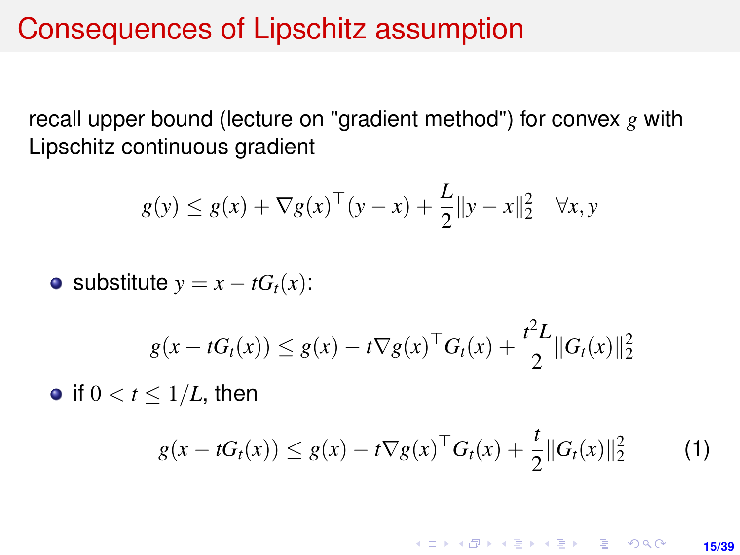# Consequences of Lipschitz assumption

recall upper bound (lecture on "gradient method") for convex $g$ with Lipschitz continuous gradient

$$g(y) \leq g(x) + \nabla g(x)^\top (y - x) + \frac{L}{2}\|y - x\|_2^2 \quad \forall x, y$$

- substitute $y = x - tG_t(x)$:

$$g(x - tG_t(x)) \leq g(x) - t\nabla g(x)^\top G_t(x) + \frac{t^2 L}{2}\|G_t(x)\|_2^2$$

- if $0 < t \leq 1/L$, then

$$g(x - tG_t(x)) \leq g(x) - t\nabla g(x)^\top G_t(x) + \frac{t}{2}\|G_t(x)\|_2^2 \qquad (1)$$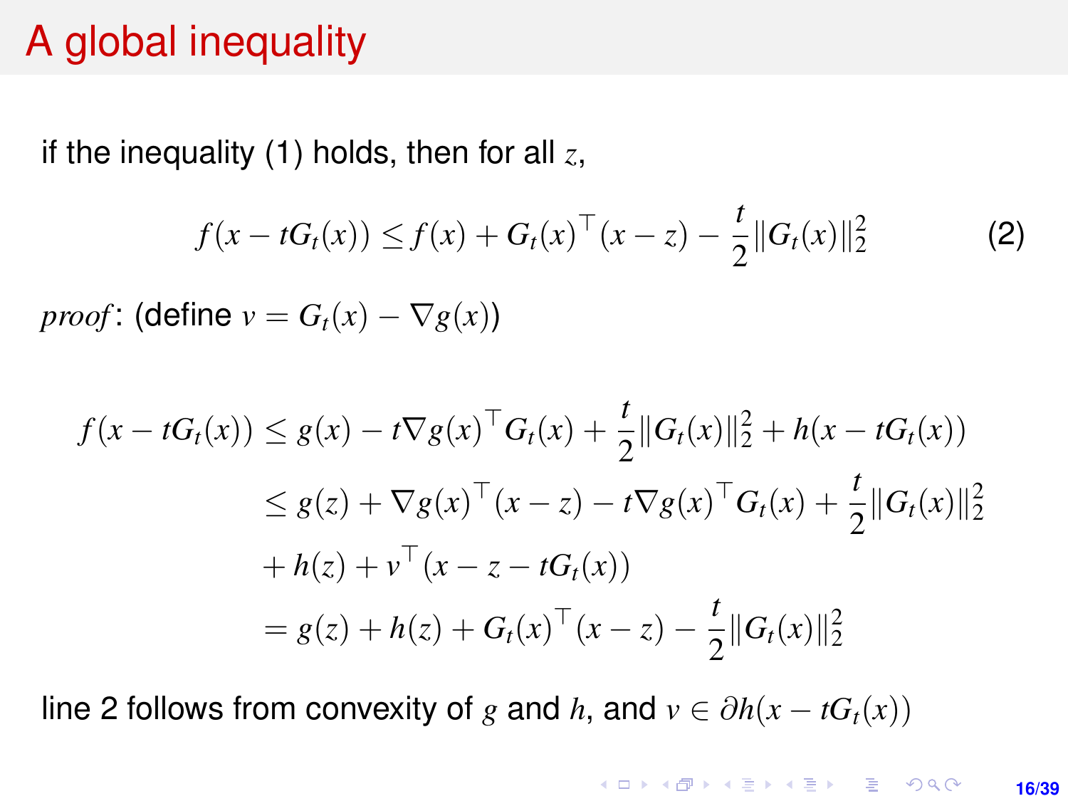# A global inequality

if the inequality (1) holds, then for all $z$,

$$f(x - tG_t(x)) \le f(x) + G_t(x)^\top (x - z) - \frac{t}{2}\|G_t(x)\|_2^2 \tag{2}$$

*proof*: (define $v = G_t(x) - \nabla g(x)$)

$$
\begin{aligned}
f(x - tG_t(x)) &\le g(x) - t\nabla g(x)^\top G_t(x) + \frac{t}{2}\|G_t(x)\|_2^2 + h(x - tG_t(x)) \\
&\le g(z) + \nabla g(x)^\top (x - z) - t\nabla g(x)^\top G_t(x) + \frac{t}{2}\|G_t(x)\|_2^2 \\
&\quad + h(z) + v^\top (x - z - tG_t(x)) \\
&= g(z) + h(z) + G_t(x)^\top (x - z) - \frac{t}{2}\|G_t(x)\|_2^2
\end{aligned}
$$

line 2 follows from convexity of $g$ and $h$, and $v \in \partial h(x - tG_t(x))$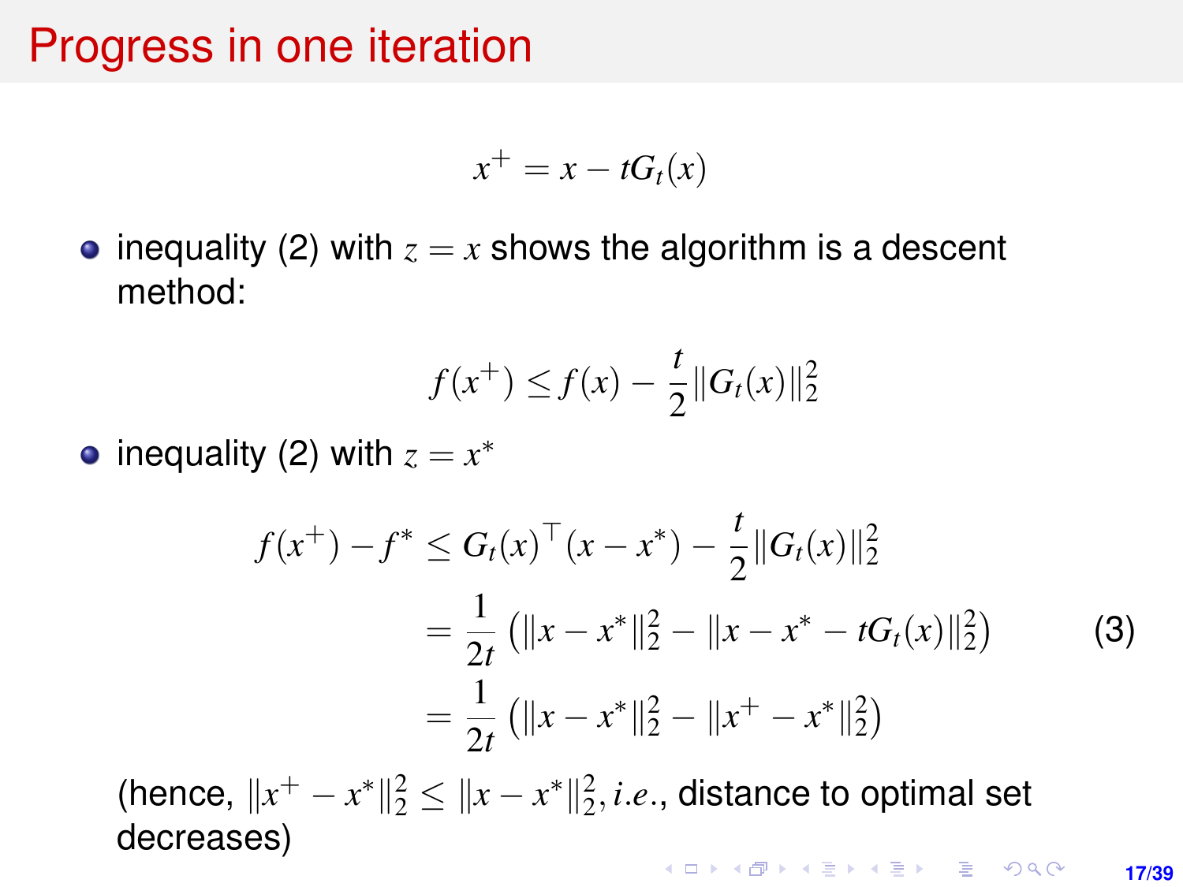# Progress in one iteration

$$x^+ = x - tG_t(x)$$

- inequality (2) with $z = x$ shows the algorithm is a descent method:

$$f(x^+) \leq f(x) - \frac{t}{2}\|G_t(x)\|_2^2$$

- inequality (2) with $z = x^*$

$$\begin{aligned} f(x^+) - f^* &\leq G_t(x)^\top (x - x^*) - \frac{t}{2}\|G_t(x)\|_2^2 \\ &= \frac{1}{2t}\left(\|x - x^*\|_2^2 - \|x - x^* - tG_t(x)\|_2^2\right) \\ &= \frac{1}{2t}\left(\|x - x^*\|_2^2 - \|x^+ - x^*\|_2^2\right) \end{aligned} \tag{3}$$

(hence, $\|x^+ - x^*\|_2^2 \leq \|x - x^*\|_2^2, i.e.$, distance to optimal set decreases)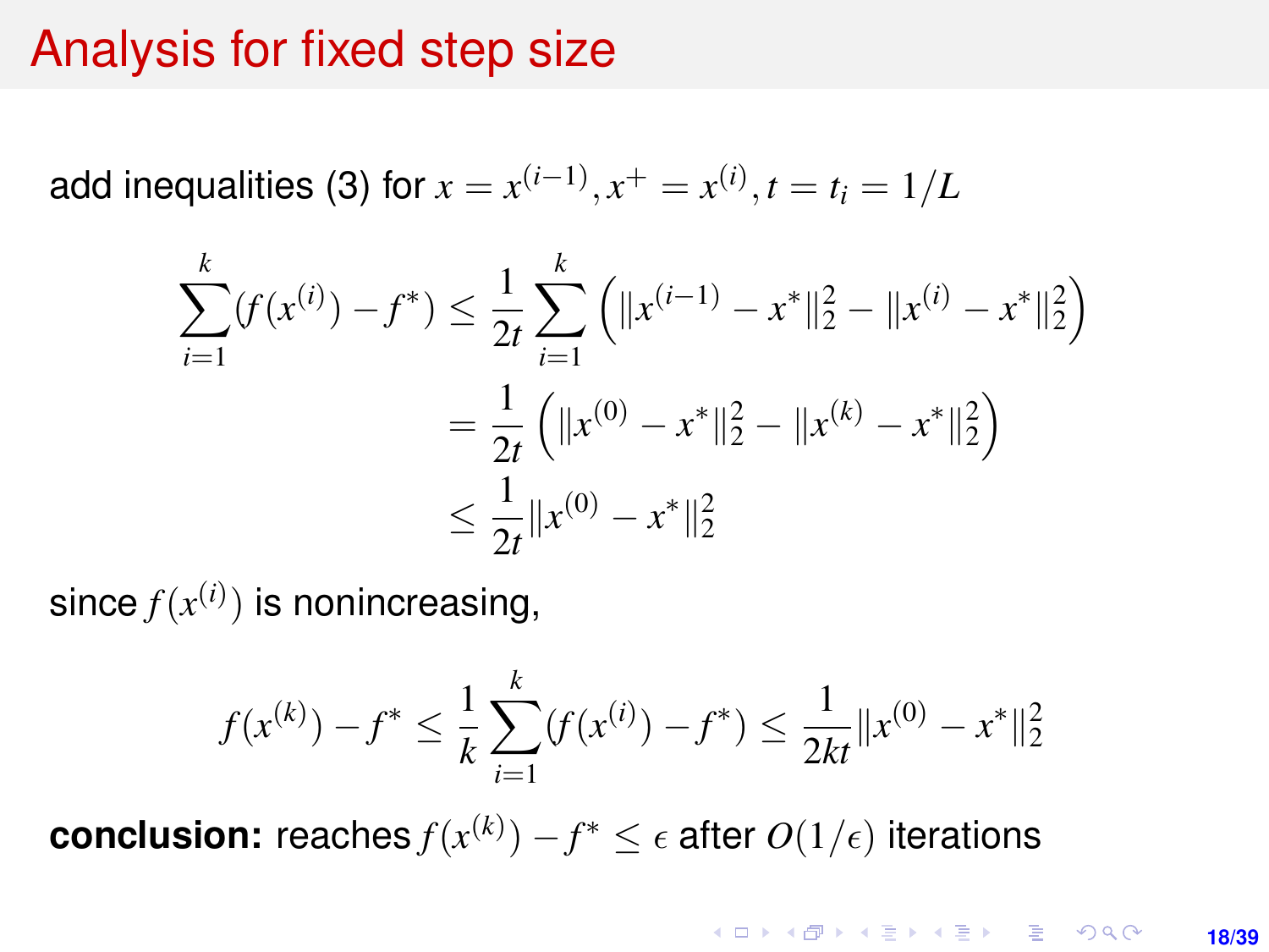# Analysis for fixed step size

add inequalities (3) for $x = x^{(i-1)}, x^+ = x^{(i)}, t = t_i = 1/L$

$$
\begin{aligned}
\sum_{i=1}^{k}(f(x^{(i)}) - f^*) &\le \frac{1}{2t}\sum_{i=1}^{k}\left(\|x^{(i-1)} - x^*\|_2^2 - \|x^{(i)} - x^*\|_2^2\right) \\
&= \frac{1}{2t}\left(\|x^{(0)} - x^*\|_2^2 - \|x^{(k)} - x^*\|_2^2\right) \\
&\le \frac{1}{2t}\|x^{(0)} - x^*\|_2^2
\end{aligned}
$$

since $f(x^{(i)})$ is nonincreasing,

$$
f(x^{(k)}) - f^* \le \frac{1}{k}\sum_{i=1}^{k}(f(x^{(i)}) - f^*) \le \frac{1}{2kt}\|x^{(0)} - x^*\|_2^2
$$

**conclusion:** reaches $f(x^{(k)}) - f^* \le \epsilon$ after $O(1/\epsilon)$ iterations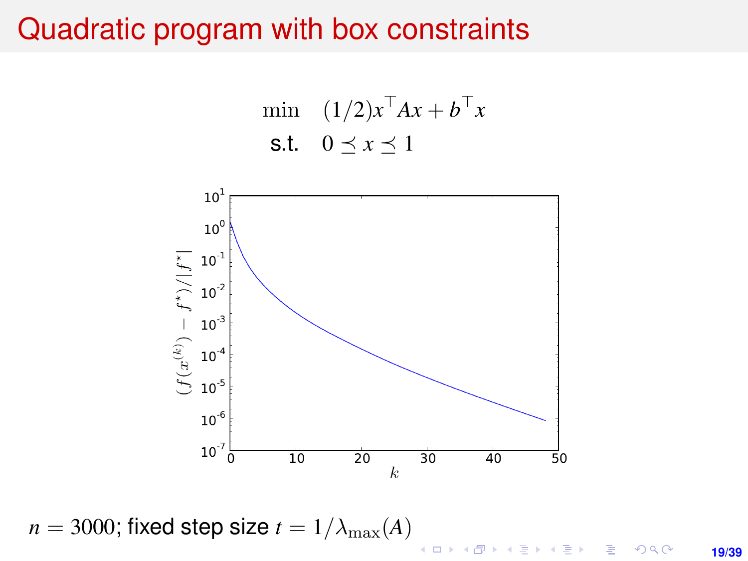# Quadratic program with box constraints

$$
\begin{array}{ll}
\min & (1/2)x^\top Ax + b^\top x \\
\text{s.t.} & 0 \preceq x \preceq 1
\end{array}
$$

$10^{1}$
$10^{0}$
$10^{-1}$
$10^{-2}$
$10^{-3}$
$10^{-4}$
$10^{-5}$
$10^{-6}$
$10^{-7}$

$(f(x^{(k)}) - f^\star)/|f^\star|$

0
10
20
30
40
50

$k$

$n = 3000$; fixed step size $t = 1/\lambda_{\max}(A)$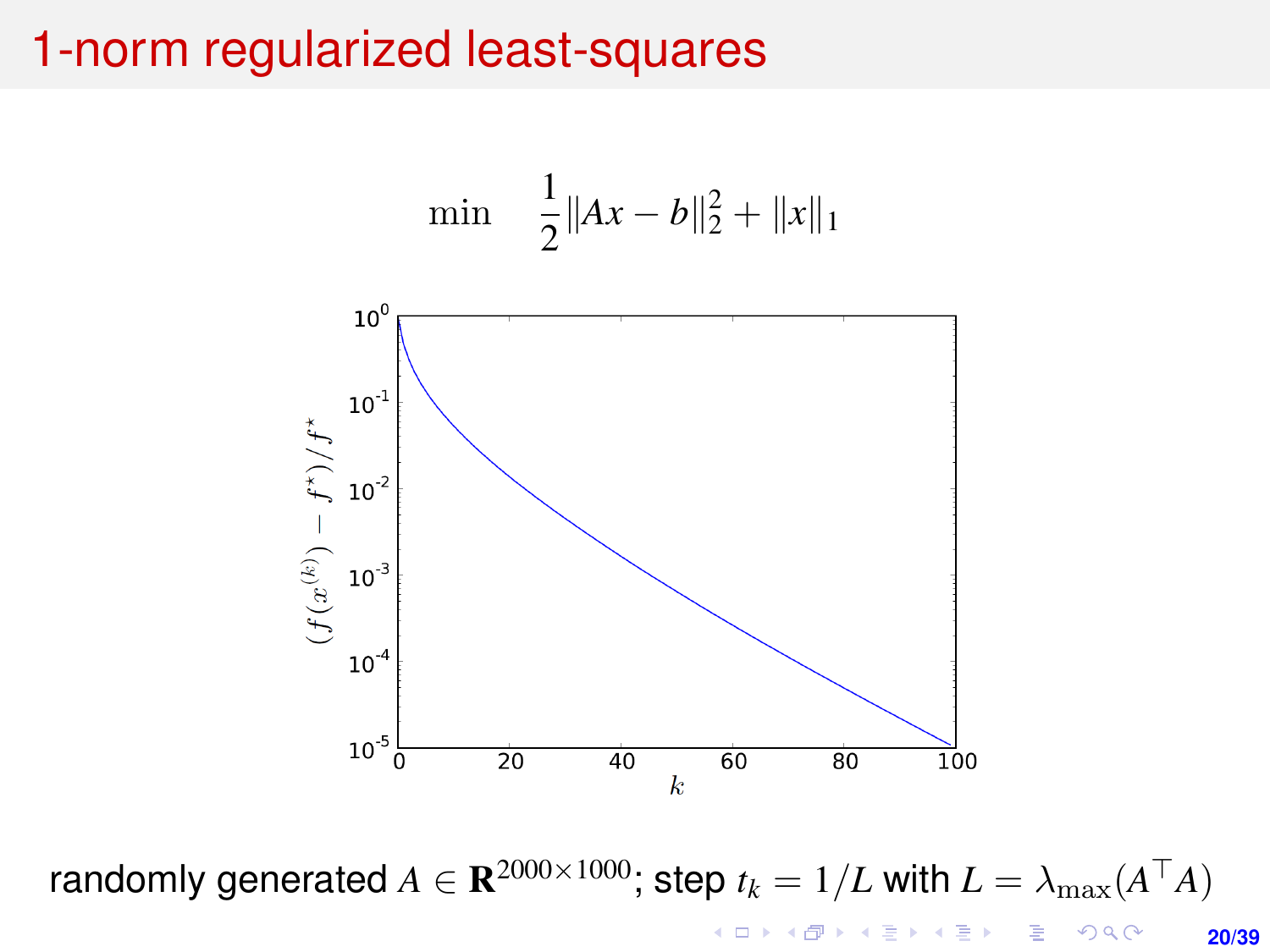# 1-norm regularized least-squares

$$\min \quad \frac{1}{2}\|Ax - b\|_2^2 + \|x\|_1$$

$(f(x^{(k)}) - f^\star)/f^\star$

$10^0$

$10^{-1}$

$10^{-2}$

$10^{-3}$

$10^{-4}$

$10^{-5}$

0 20 40 60 80 100

$k$

randomly generated $A \in \mathbf{R}^{2000 \times 1000}$; step $t_k = 1/L$ with $L = \lambda_{\max}(A^\top A)$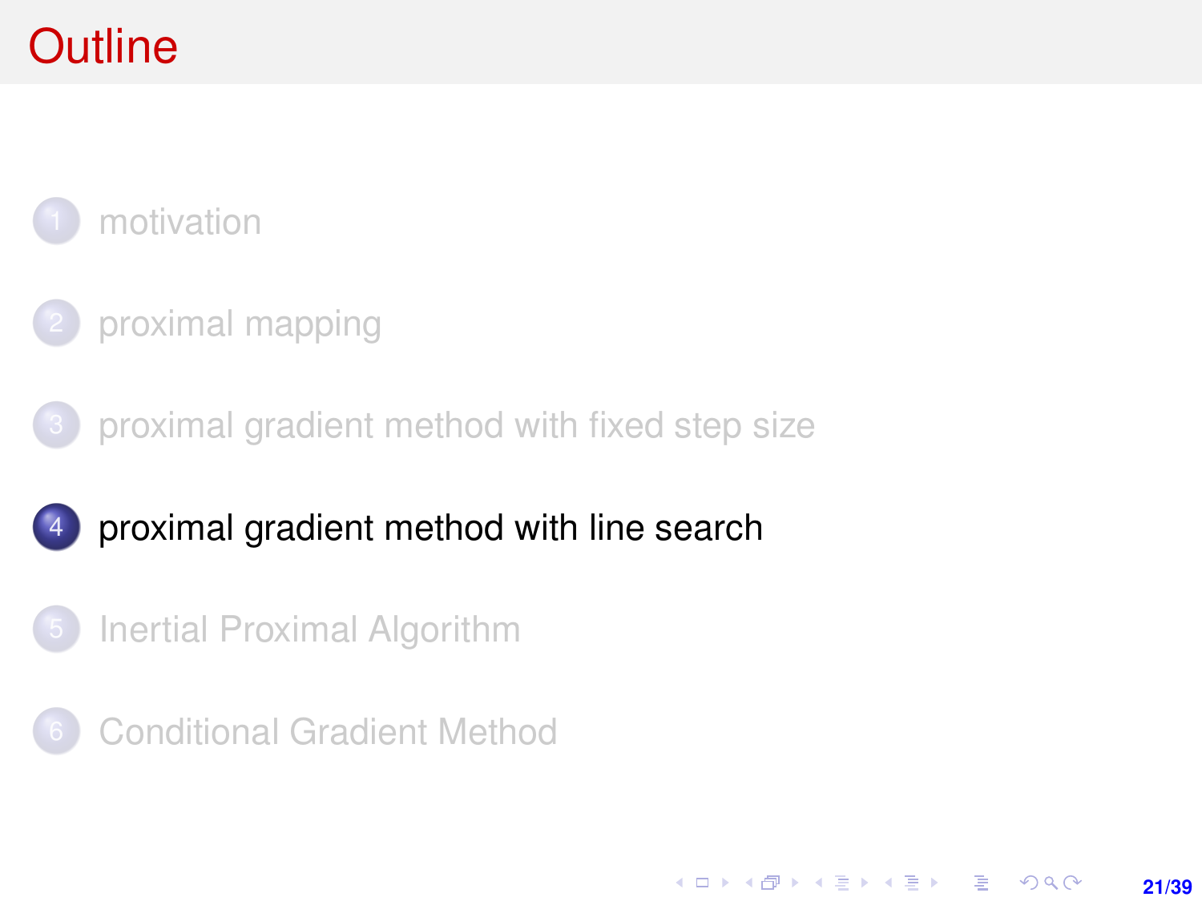# Outline

1. motivation
2. proximal mapping
3. proximal gradient method with fixed step size
4. **proximal gradient method with line search**
5. Inertial Proximal Algorithm
6. Conditional Gradient Method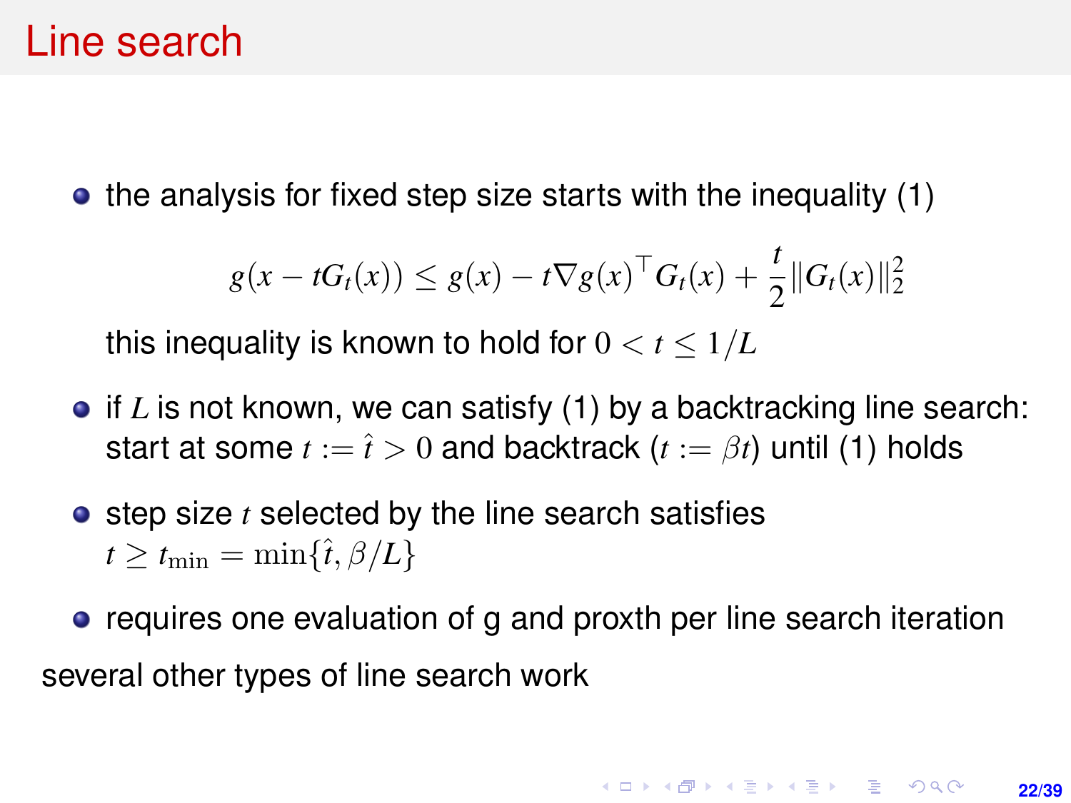# Line search

- the analysis for fixed step size starts with the inequality (1)

$$g(x - tG_t(x)) \leq g(x) - t\nabla g(x)^\top G_t(x) + \frac{t}{2}\|G_t(x)\|_2^2$$

  this inequality is known to hold for $0 < t \leq 1/L$

- if $L$ is not known, we can satisfy (1) by a backtracking line search: start at some $t := \hat{t} > 0$ and backtrack ($t := \beta t$) until (1) holds

- step size $t$ selected by the line search satisfies $t \geq t_{\min} = \min\{\hat{t}, \beta/L\}$

- requires one evaluation of g and proxth per line search iteration

several other types of line search work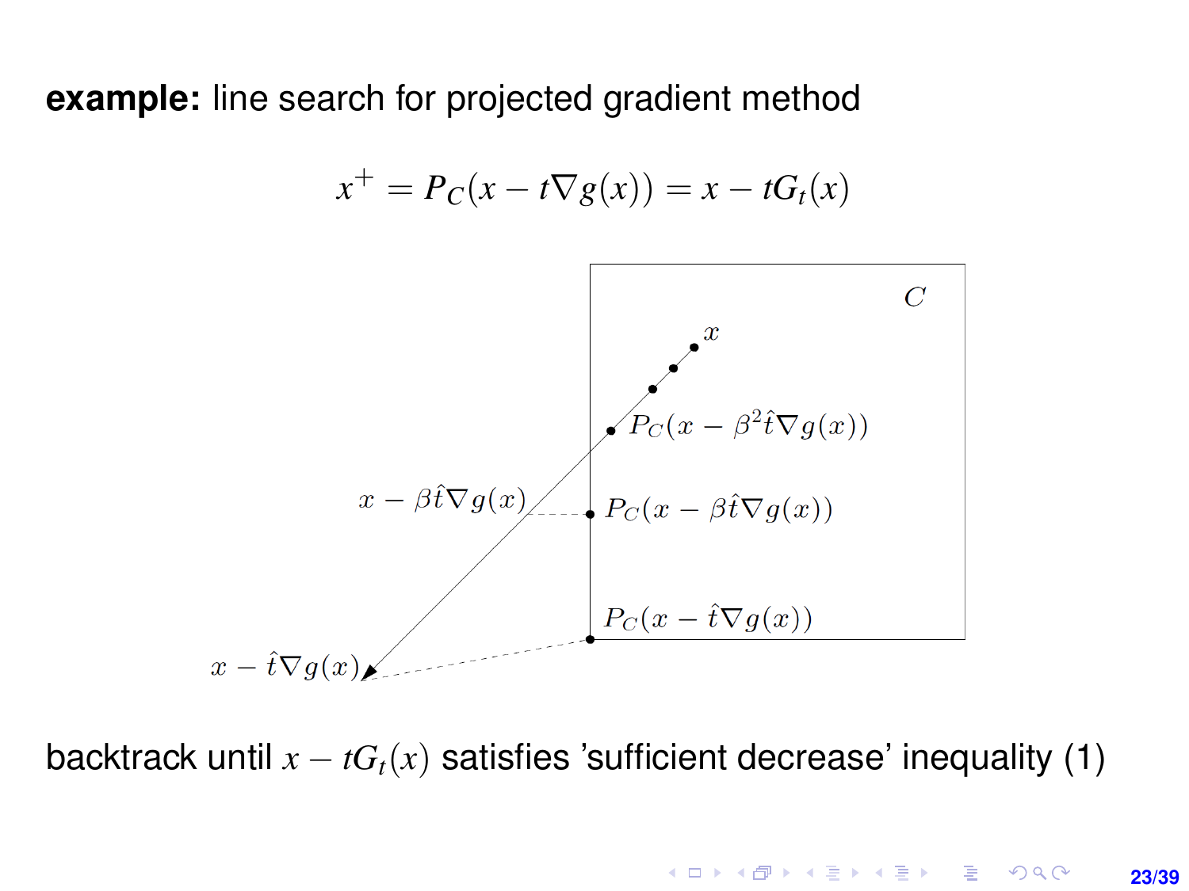**example:** line search for projected gradient method

$$x^+ = P_C(x - t\nabla g(x)) = x - tG_t(x)$$

$C$

$x$

$P_C(x - \beta^2\hat{t}\nabla g(x))$

$x - \beta\hat{t}\nabla g(x)$

$P_C(x - \beta\hat{t}\nabla g(x))$

$P_C(x - \hat{t}\nabla g(x))$

$x - \hat{t}\nabla g(x)$

backtrack until $x - tG_t(x)$ satisfies 'sufficient decrease' inequality (1)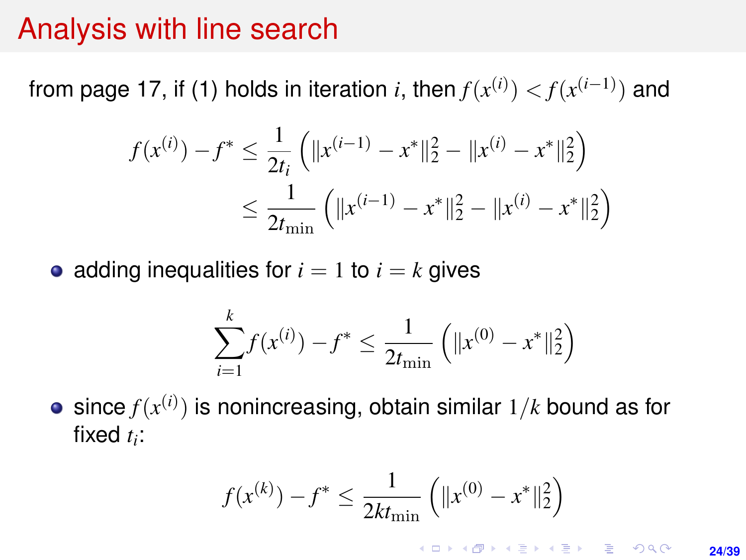# Analysis with line search

from page 17, if (1) holds in iteration $i$, then $f(x^{(i)}) < f(x^{(i-1)})$ and

$$
\begin{aligned}
f(x^{(i)}) - f^* &\leq \frac{1}{2t_i}\left(\|x^{(i-1)} - x^*\|_2^2 - \|x^{(i)} - x^*\|_2^2\right) \\
&\leq \frac{1}{2t_{\min}}\left(\|x^{(i-1)} - x^*\|_2^2 - \|x^{(i)} - x^*\|_2^2\right)
\end{aligned}
$$

- adding inequalities for $i = 1$ to $i = k$ gives

$$
\sum_{i=1}^{k} f(x^{(i)}) - f^* \leq \frac{1}{2t_{\min}}\left(\|x^{(0)} - x^*\|_2^2\right)
$$

- since $f(x^{(i)})$ is nonincreasing, obtain similar $1/k$ bound as for fixed $t_i$:

$$
f(x^{(k)}) - f^* \leq \frac{1}{2kt_{\min}}\left(\|x^{(0)} - x^*\|_2^2\right)
$$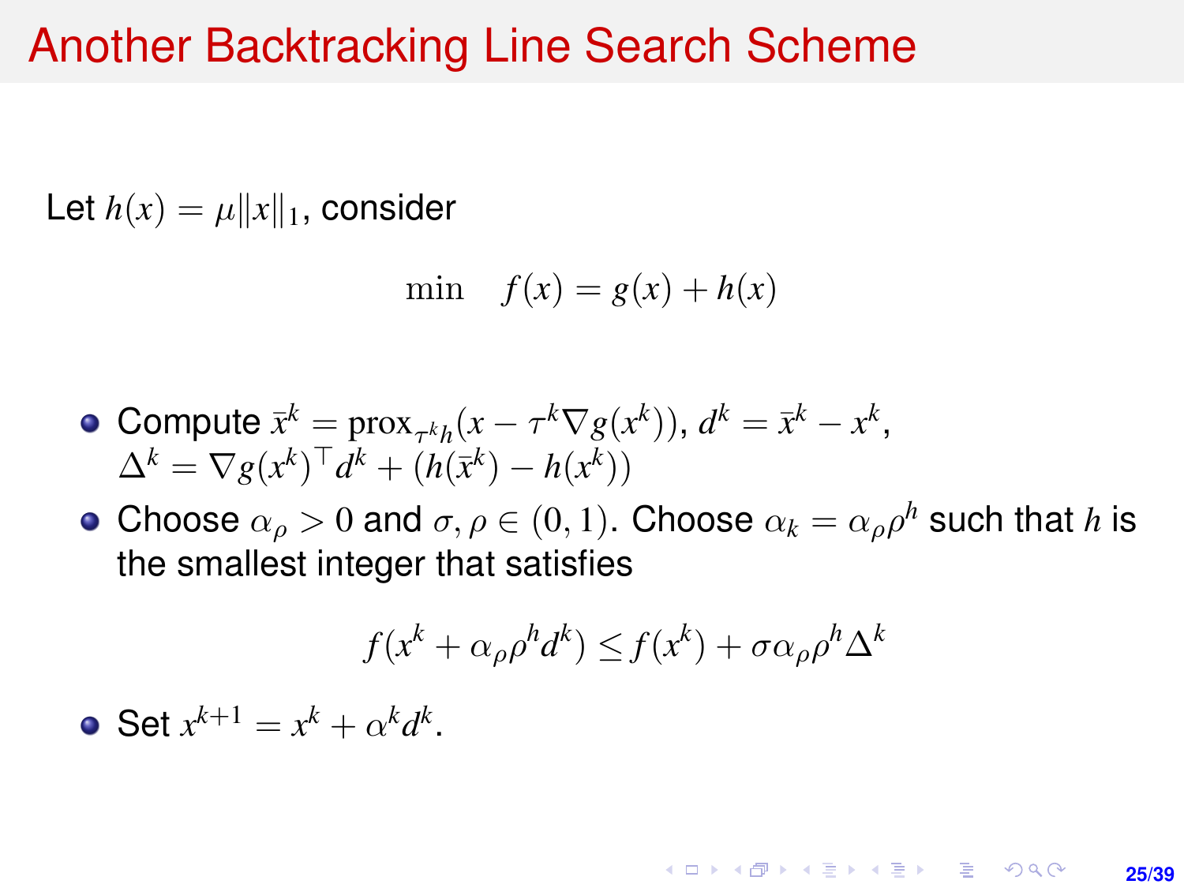# Another Backtracking Line Search Scheme

Let $h(x) = \mu\|x\|_1$, consider

$$\min \quad f(x) = g(x) + h(x)$$

- Compute $\bar{x}^k = \text{prox}_{\tau^k h}(x - \tau^k \nabla g(x^k))$, $d^k = \bar{x}^k - x^k$, $\Delta^k = \nabla g(x^k)^\top d^k + (h(\bar{x}^k) - h(x^k))$
- Choose $\alpha_\rho > 0$ and $\sigma, \rho \in (0, 1)$. Choose $\alpha_k = \alpha_\rho \rho^h$ such that $h$ is the smallest integer that satisfies

$$f(x^k + \alpha_\rho \rho^h d^k) \leq f(x^k) + \sigma \alpha_\rho \rho^h \Delta^k$$

- Set $x^{k+1} = x^k + \alpha^k d^k$.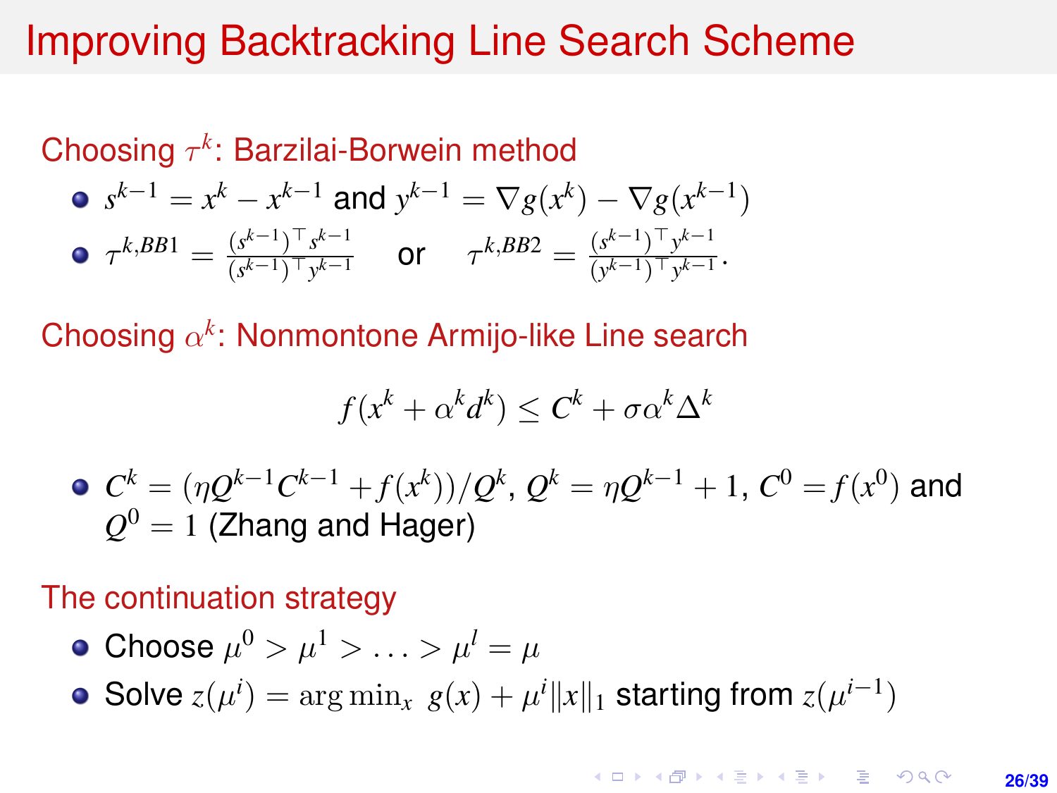# Improving Backtracking Line Search Scheme

### Choosing $\tau^k$: Barzilai-Borwein method

- $s^{k-1} = x^k - x^{k-1}$ and $y^{k-1} = \nabla g(x^k) - \nabla g(x^{k-1})$
- $\tau^{k,BB1} = \frac{(s^{k-1})^\top s^{k-1}}{(s^{k-1})^\top y^{k-1}}$ or $\tau^{k,BB2} = \frac{(s^{k-1})^\top y^{k-1}}{(y^{k-1})^\top y^{k-1}}$.

### Choosing $\alpha^k$: Nonmontone Armijo-like Line search

$$f(x^k + \alpha^k d^k) \leq C^k + \sigma \alpha^k \Delta^k$$

- $C^k = (\eta Q^{k-1} C^{k-1} + f(x^k))/Q^k$, $Q^k = \eta Q^{k-1} + 1$, $C^0 = f(x^0)$ and $Q^0 = 1$ (Zhang and Hager)

### The continuation strategy

- Choose $\mu^0 > \mu^1 > \ldots > \mu^l = \mu$
- Solve $z(\mu^i) = \arg\min_x \; g(x) + \mu^i \|x\|_1$ starting from $z(\mu^{i-1})$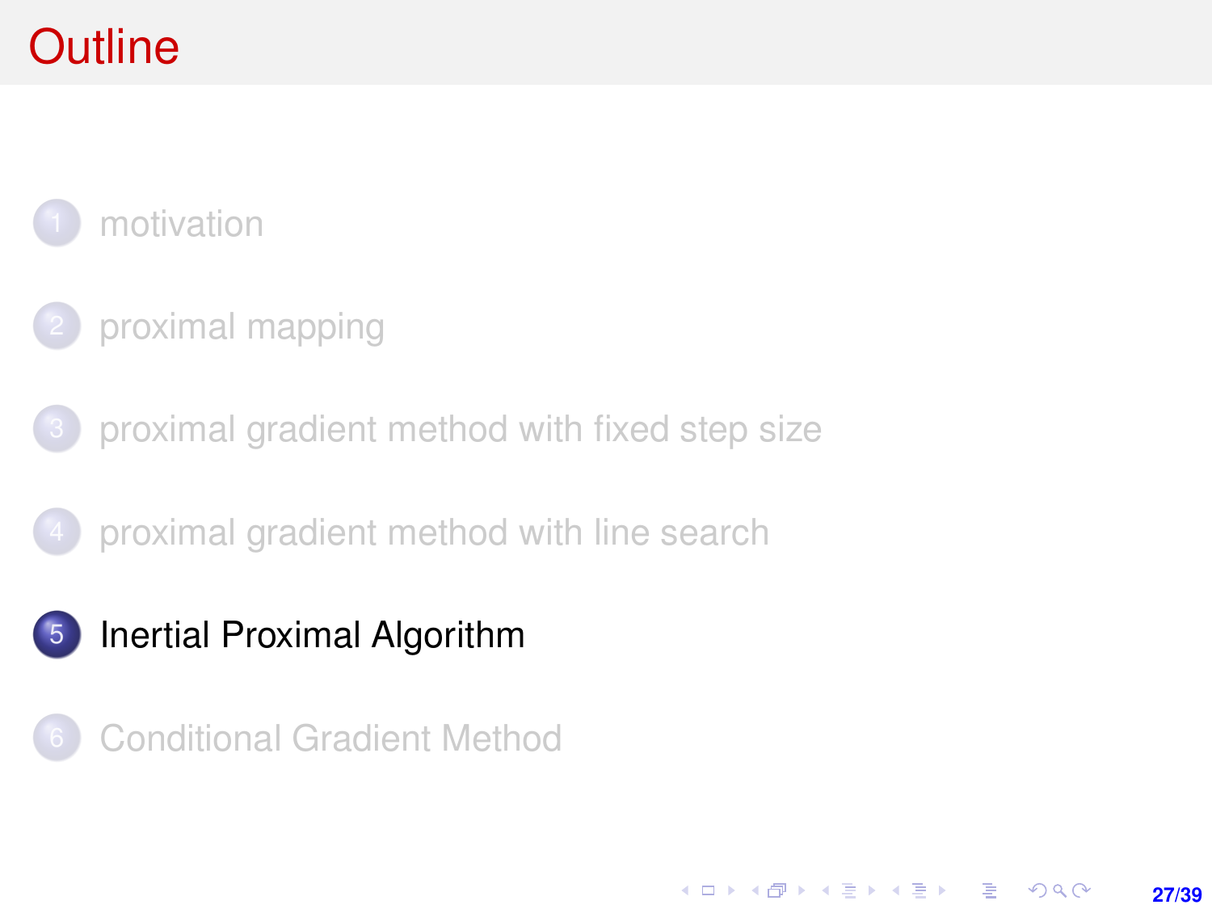# Outline

1. motivation
2. proximal mapping
3. proximal gradient method with fixed step size
4. proximal gradient method with line search
5. **Inertial Proximal Algorithm**
6. Conditional Gradient Method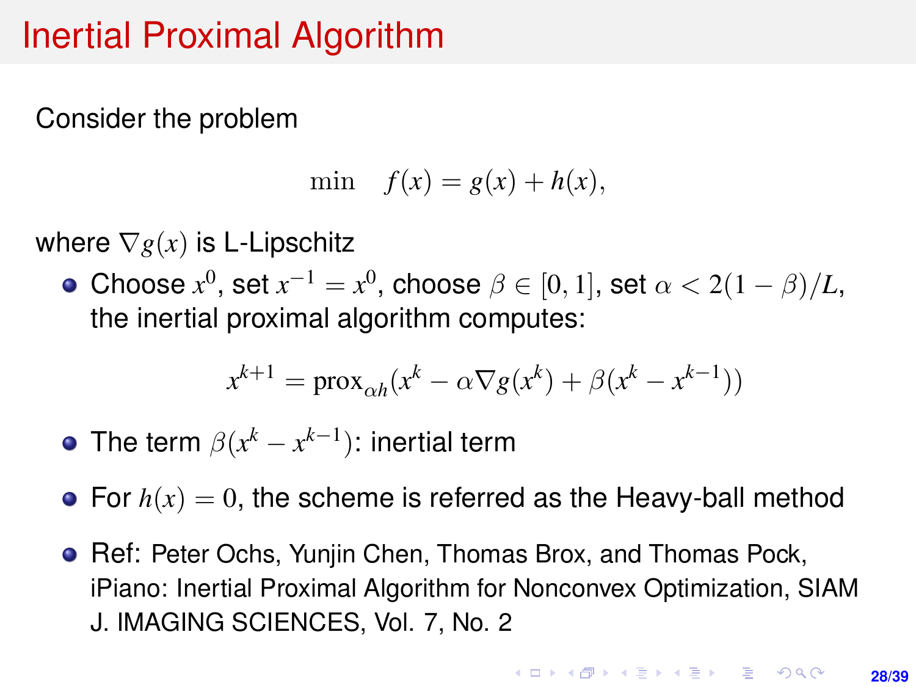# Inertial Proximal Algorithm

Consider the problem

$$\min \quad f(x) = g(x) + h(x),$$

where $\nabla g(x)$ is L-Lipschitz

- Choose $x^0$, set $x^{-1} = x^0$, choose $\beta \in [0, 1]$, set $\alpha < 2(1 - \beta)/L$, the inertial proximal algorithm computes:

$$x^{k+1} = \text{prox}_{\alpha h}(x^k - \alpha \nabla g(x^k) + \beta(x^k - x^{k-1}))$$

- The term $\beta(x^k - x^{k-1})$: inertial term
- For $h(x) = 0$, the scheme is referred as the Heavy-ball method
- Ref: Peter Ochs, Yunjin Chen, Thomas Brox, and Thomas Pock, iPiano: Inertial Proximal Algorithm for Nonconvex Optimization, SIAM J. IMAGING SCIENCES, Vol. 7, No. 2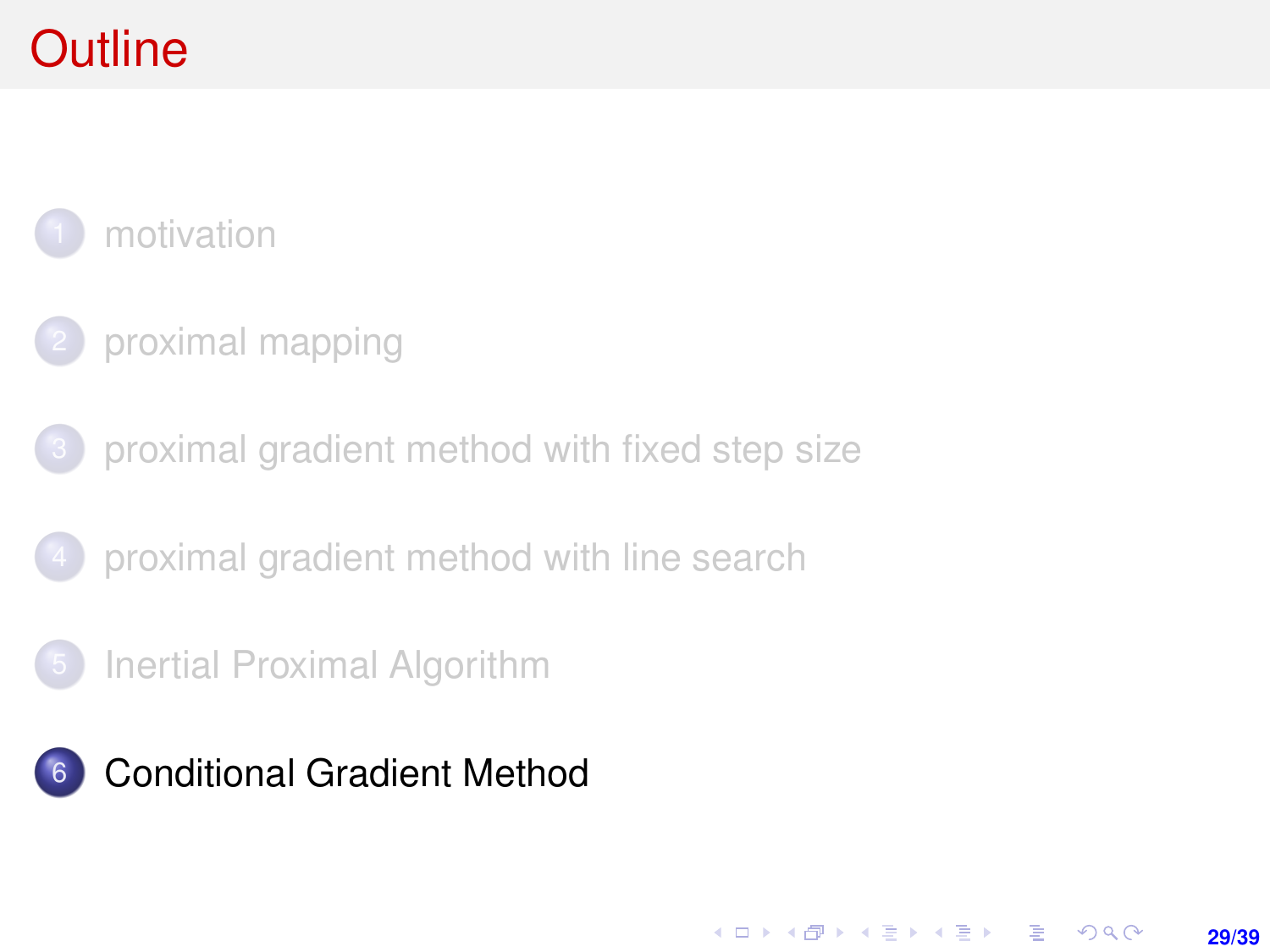# Outline

1. motivation
2. proximal mapping
3. proximal gradient method with fixed step size
4. proximal gradient method with line search
5. Inertial Proximal Algorithm
6. Conditional Gradient Method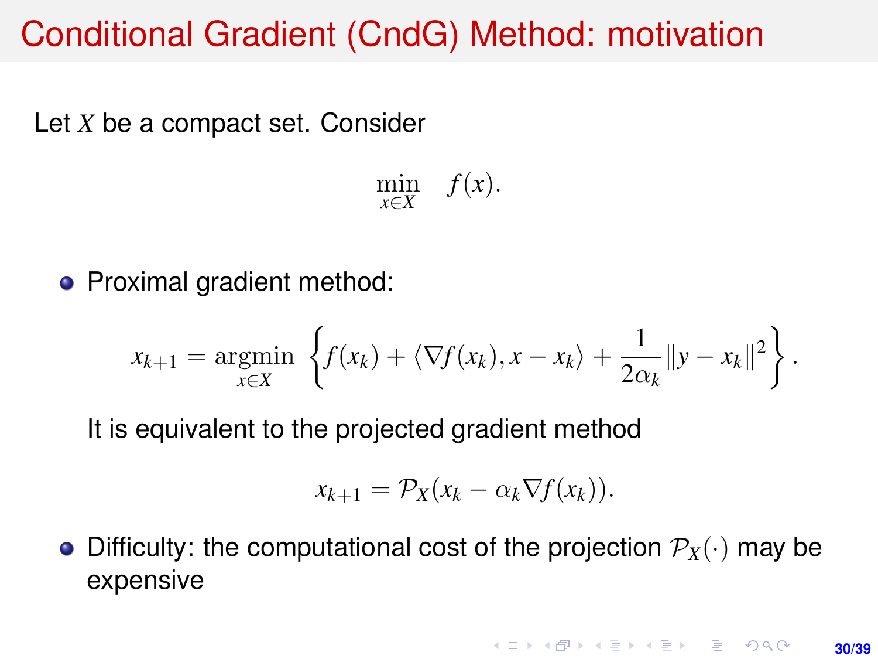# Conditional Gradient (CndG) Method: motivation

Let $X$ be a compact set. Consider

$$\min_{x \in X} \quad f(x).$$

- Proximal gradient method:

$$x_{k+1} = \operatorname*{argmin}_{x \in X} \left\{ f(x_k) + \langle \nabla f(x_k), x - x_k \rangle + \frac{1}{2\alpha_k} \|y - x_k\|^2 \right\}.$$

  It is equivalent to the projected gradient method

$$x_{k+1} = \mathcal{P}_X(x_k - \alpha_k \nabla f(x_k)).$$

- Difficulty: the computational cost of the projection $\mathcal{P}_X(\cdot)$ may be expensive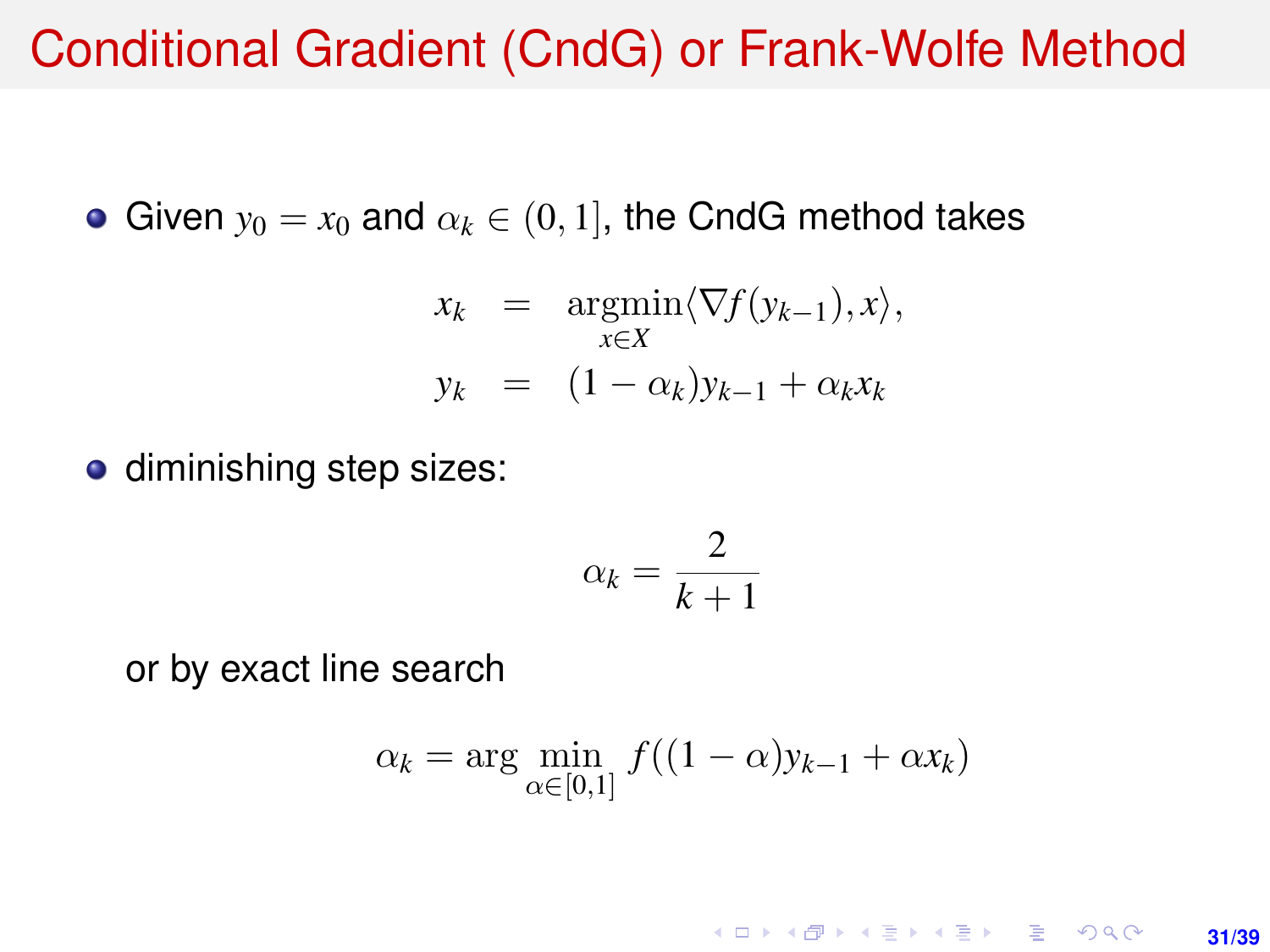# Conditional Gradient (CndG) or Frank-Wolfe Method

- Given $y_0 = x_0$ and $\alpha_k \in (0, 1]$, the CndG method takes

$$
\begin{aligned}
x_k &= \operatorname*{argmin}_{x \in X} \langle \nabla f(y_{k-1}), x \rangle, \\
y_k &= (1 - \alpha_k) y_{k-1} + \alpha_k x_k
\end{aligned}
$$

- diminishing step sizes:

$$
\alpha_k = \frac{2}{k+1}
$$

  or by exact line search

$$
\alpha_k = \arg \min_{\alpha \in [0,1]} f((1 - \alpha) y_{k-1} + \alpha x_k)
$$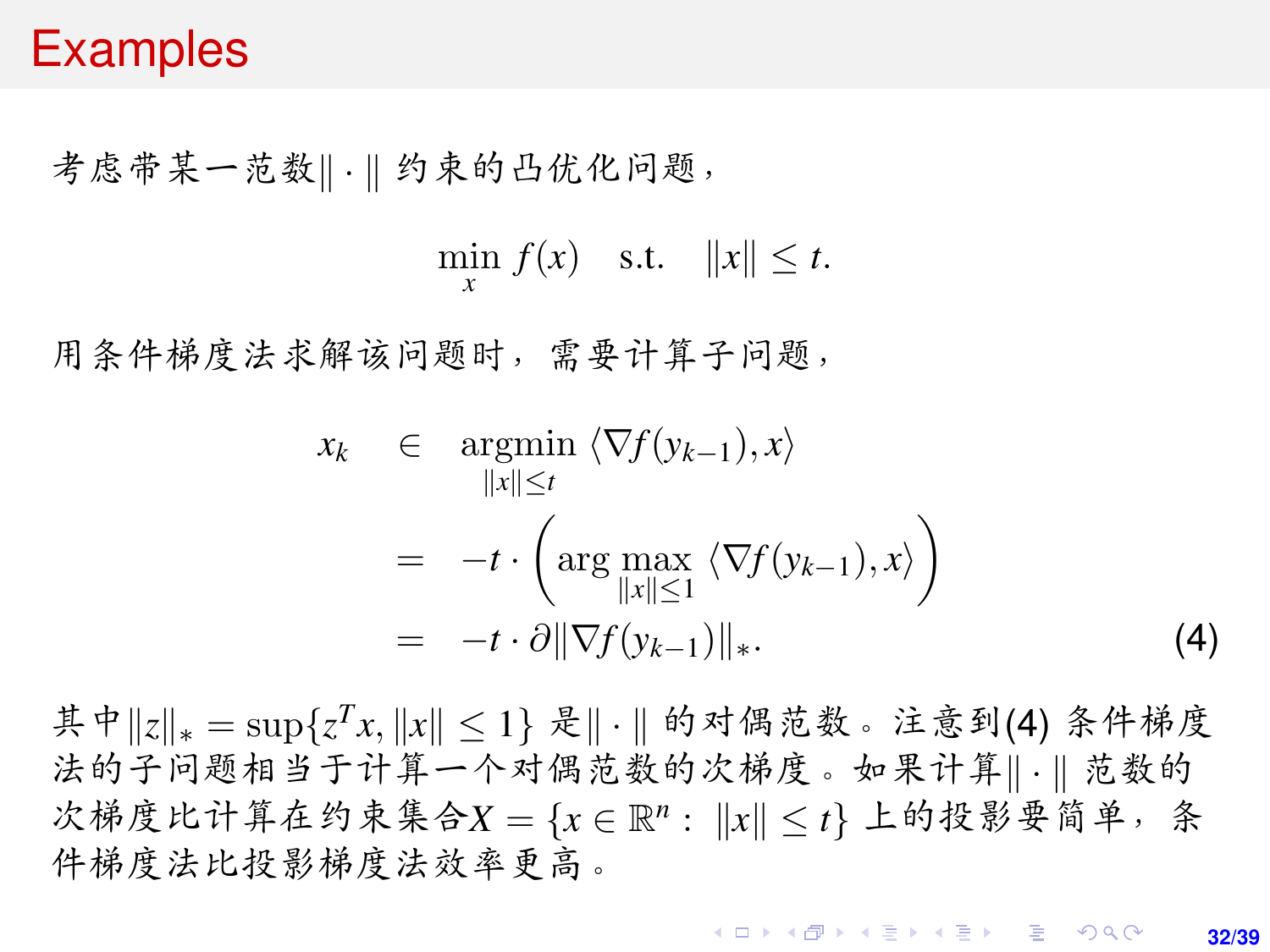# Examples

考虑带某一范数$\|\cdot\|$ 约束的凸优化问题，

$$\min_x f(x) \quad \text{s.t.} \quad \|x\| \le t.$$

用条件梯度法求解该问题时，需要计算子问题，

$$\begin{aligned} x_k &\in \underset{\|x\|\le t}{\operatorname{argmin}} \langle \nabla f(y_{k-1}), x\rangle \\ &= -t\cdot\left(\arg\max_{\|x\|\le 1} \langle \nabla f(y_{k-1}), x\rangle\right) \\ &= -t\cdot \partial \|\nabla f(y_{k-1})\|_*. \end{aligned} \tag{4}$$

其中$\|z\|_* = \sup\{z^T x, \|x\| \le 1\}$ 是$\|\cdot\|$ 的对偶范数。注意到(4) 条件梯度法的子问题相当于计算一个对偶范数的次梯度。如果计算$\|\cdot\|$ 范数的次梯度比计算在约束集合$X = \{x \in \mathbb{R}^n : \|x\| \le t\}$ 上的投影要简单，条件梯度法比投影梯度法效率更高。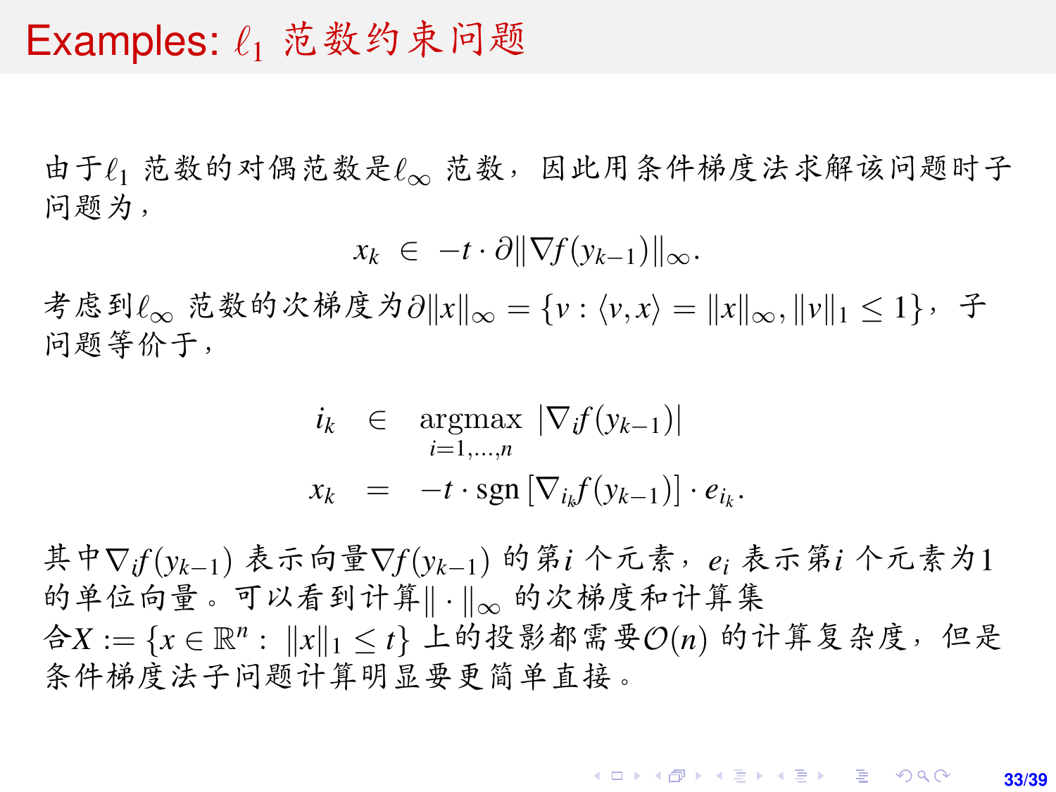# Examples: $\ell_1$ 范数约束问题

由于$\ell_1$ 范数的对偶范数是$\ell_\infty$ 范数，因此用条件梯度法求解该问题时子问题为，

$$x_k \in -t \cdot \partial \|\nabla f(y_{k-1})\|_\infty.$$

考虑到$\ell_\infty$ 范数的次梯度为$\partial \|x\|_\infty = \{v : \langle v, x\rangle = \|x\|_\infty, \|v\|_1 \leq 1\}$，子问题等价于，

$$\begin{aligned}
i_k &\in \underset{i=1,\ldots,n}{\operatorname{argmax}} \ |\nabla_i f(y_{k-1})| \\
x_k &= -t \cdot \operatorname{sgn}\left[\nabla_{i_k} f(y_{k-1})\right] \cdot e_{i_k}.
\end{aligned}$$

其中$\nabla_i f(y_{k-1})$ 表示向量$\nabla f(y_{k-1})$ 的第$i$ 个元素，$e_i$ 表示第$i$ 个元素为1的单位向量。可以看到计算$\|\cdot\|_\infty$ 的次梯度和计算集合$X := \{x \in \mathbb{R}^n : \|x\|_1 \leq t\}$ 上的投影都需要$\mathcal{O}(n)$ 的计算复杂度，但是条件梯度法子问题计算明显要更简单直接。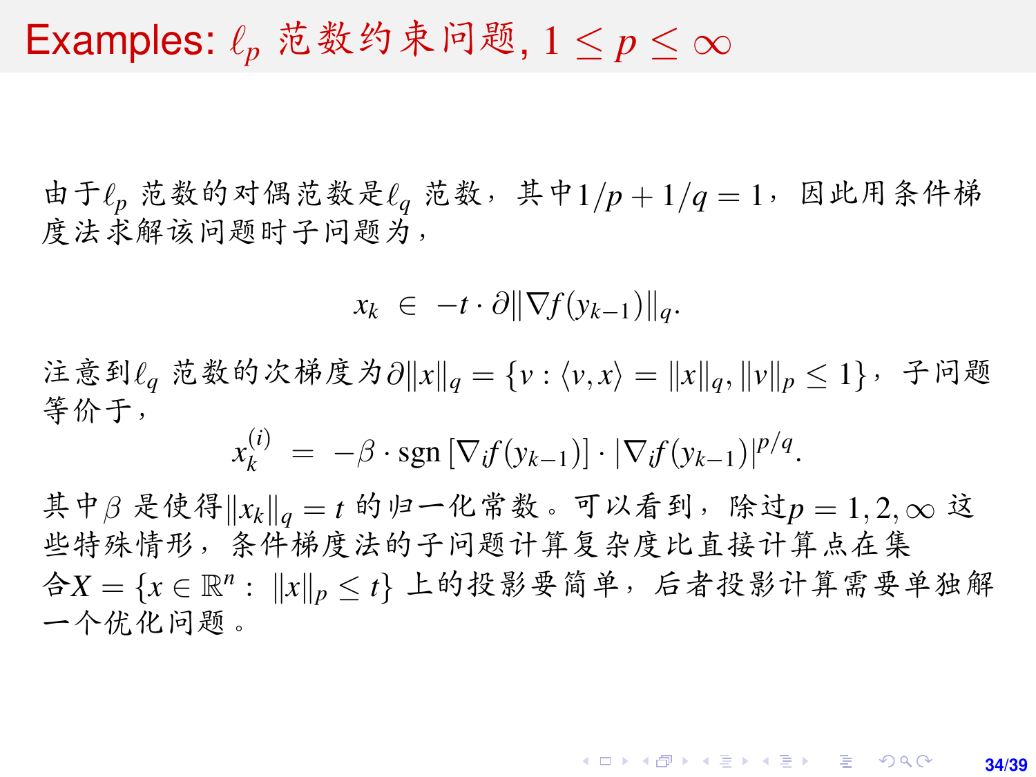# Examples: $\ell_p$ 范数约束问题, $1 \leq p \leq \infty$

由于$\ell_p$ 范数的对偶范数是$\ell_q$ 范数，其中$1/p + 1/q = 1$，因此用条件梯度法求解该问题时子问题为，

$$x_k \;\in\; -t \cdot \partial \|\nabla f(y_{k-1})\|_q.$$

注意到$\ell_q$ 范数的次梯度为$\partial \|x\|_q = \{v : \langle v, x\rangle = \|x\|_q, \|v\|_p \leq 1\}$，子问题等价于，

$$x_k^{(i)} \;=\; -\beta \cdot \operatorname{sgn}\left[\nabla_i f(y_{k-1})\right] \cdot |\nabla_i f(y_{k-1})|^{p/q}.$$

其中$\beta$ 是使得$\|x_k\|_q = t$ 的归一化常数。可以看到，除过$p = 1, 2, \infty$ 这些特殊情形，条件梯度法的子问题计算复杂度比直接计算点在集合$X = \{x \in \mathbb{R}^n : \|x\|_p \leq t\}$ 上的投影要简单，后者投影计算需要单独解一个优化问题。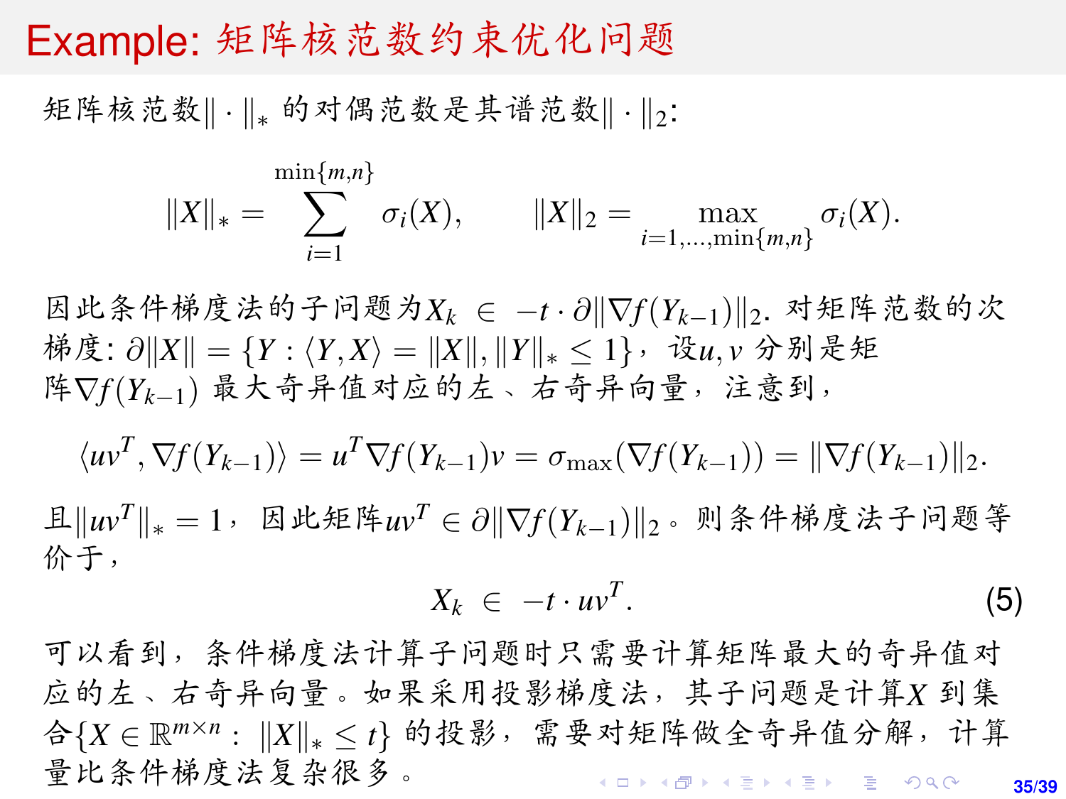# Example: 矩阵核范数约束优化问题

矩阵核范数$\|\cdot\|_*$ 的对偶范数是其谱范数$\|\cdot\|_2$:

$$\|X\|_* = \sum_{i=1}^{\min\{m,n\}} \sigma_i(X), \qquad \|X\|_2 = \max_{i=1,\ldots,\min\{m,n\}} \sigma_i(X).$$

因此条件梯度法的子问题为$X_k \in -t \cdot \partial \|\nabla f(Y_{k-1})\|_2$. 对矩阵范数的次梯度: $\partial \|X\| = \{Y : \langle Y, X \rangle = \|X\|, \|Y\|_* \le 1\}$，设$u, v$ 分别是矩阵$\nabla f(Y_{k-1})$ 最大奇异值对应的左、右奇异向量，注意到，

$$\langle uv^T, \nabla f(Y_{k-1}) \rangle = u^T \nabla f(Y_{k-1}) v = \sigma_{\max}(\nabla f(Y_{k-1})) = \|\nabla f(Y_{k-1})\|_2.$$

且$\|uv^T\|_* = 1$，因此矩阵$uv^T \in \partial \|\nabla f(Y_{k-1})\|_2$。则条件梯度法子问题等价于，

$$X_k \in -t \cdot uv^T. \tag{5}$$

可以看到，条件梯度法计算子问题时只需要计算矩阵最大的奇异值对应的左、右奇异向量。如果采用投影梯度法，其子问题是计算$X$ 到集合$\{X \in \mathbb{R}^{m \times n} : \|X\|_* \le t\}$ 的投影，需要对矩阵做全奇异值分解，计算量比条件梯度法复杂很多。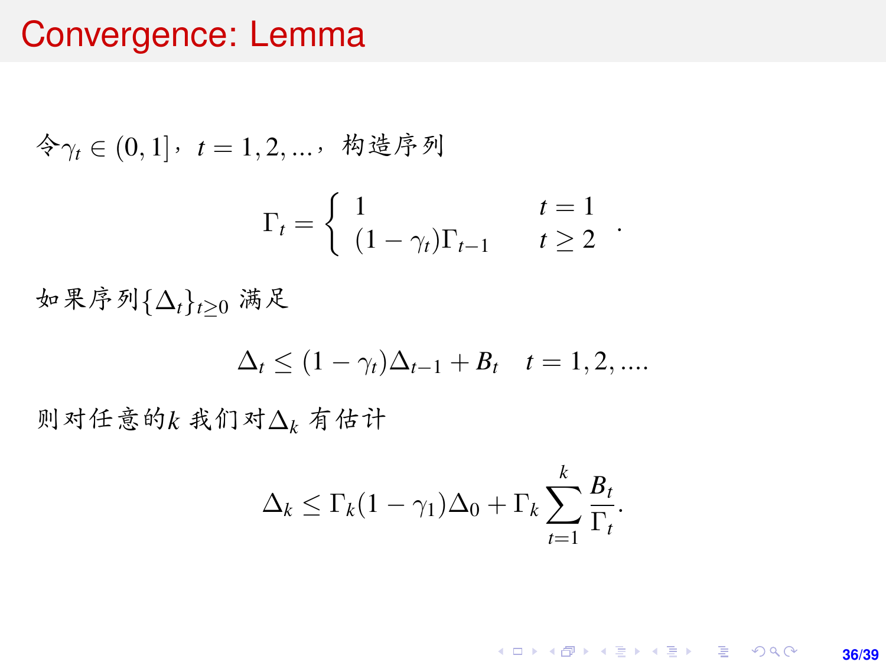# Convergence: Lemma

令$\gamma_t \in (0,1]$，$t = 1, 2, \ldots$，构造序列

$$
\Gamma_t = \begin{cases} 1 & t = 1 \\ (1-\gamma_t)\Gamma_{t-1} & t \geq 2 \end{cases}.
$$

如果序列$\{\Delta_t\}_{t\geq 0}$ 满足

$$
\Delta_t \leq (1-\gamma_t)\Delta_{t-1} + B_t \quad t = 1, 2, \ldots.
$$

则对任意的$k$ 我们对$\Delta_k$ 有估计

$$
\Delta_k \leq \Gamma_k(1-\gamma_1)\Delta_0 + \Gamma_k \sum_{t=1}^{k} \frac{B_t}{\Gamma_t}.
$$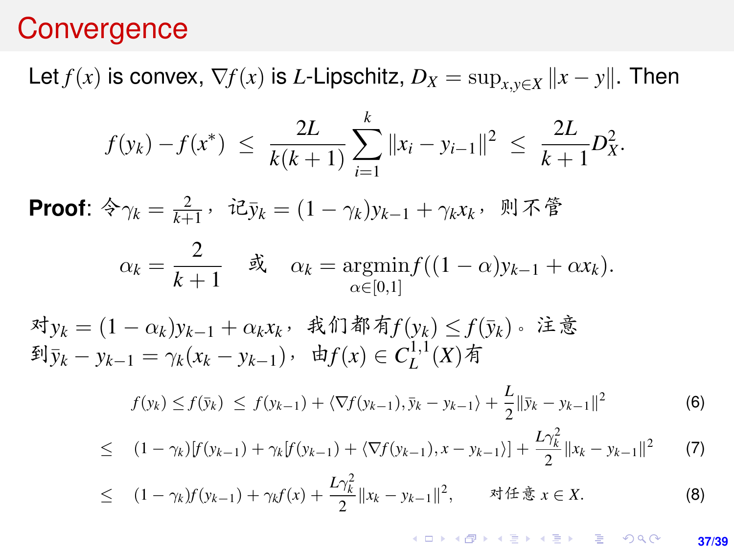# Convergence

Let $f(x)$ is convex, $\nabla f(x)$ is $L$-Lipschitz, $D_X = \sup_{x,y\in X}\|x-y\|$. Then

$$f(y_k) - f(x^*) \;\le\; \frac{2L}{k(k+1)}\sum_{i=1}^{k}\|x_i - y_{i-1}\|^2 \;\le\; \frac{2L}{k+1}D_X^2.$$

**Proof**: 令$\gamma_k = \frac{2}{k+1}$，记$\bar{y}_k = (1-\gamma_k)y_{k-1} + \gamma_k x_k$，则不管

$$\alpha_k = \frac{2}{k+1} \quad \text{或} \quad \alpha_k = \operatorname*{argmin}_{\alpha\in[0,1]} f((1-\alpha)y_{k-1} + \alpha x_k).$$

对$y_k = (1-\alpha_k)y_{k-1} + \alpha_k x_k$，我们都有$f(y_k) \le f(\bar{y}_k)$。注意到$\bar{y}_k - y_{k-1} = \gamma_k(x_k - y_{k-1})$，由$f(x) \in C_L^{1,1}(X)$有

$$f(y_k) \le f(\bar{y}_k) \;\le\; f(y_{k-1}) + \langle \nabla f(y_{k-1}), \bar{y}_k - y_{k-1}\rangle + \frac{L}{2}\|\bar{y}_k - y_{k-1}\|^2 \tag{6}$$

$$\le\; (1-\gamma_k)[f(y_{k-1}) + \gamma_k[f(y_{k-1}) + \langle \nabla f(y_{k-1}), x - y_{k-1}\rangle] + \frac{L\gamma_k^2}{2}\|x_k - y_{k-1}\|^2 \tag{7}$$

$$\le\; (1-\gamma_k)f(y_{k-1}) + \gamma_k f(x) + \frac{L\gamma_k^2}{2}\|x_k - y_{k-1}\|^2, \qquad \text{对任意 } x \in X. \tag{8}$$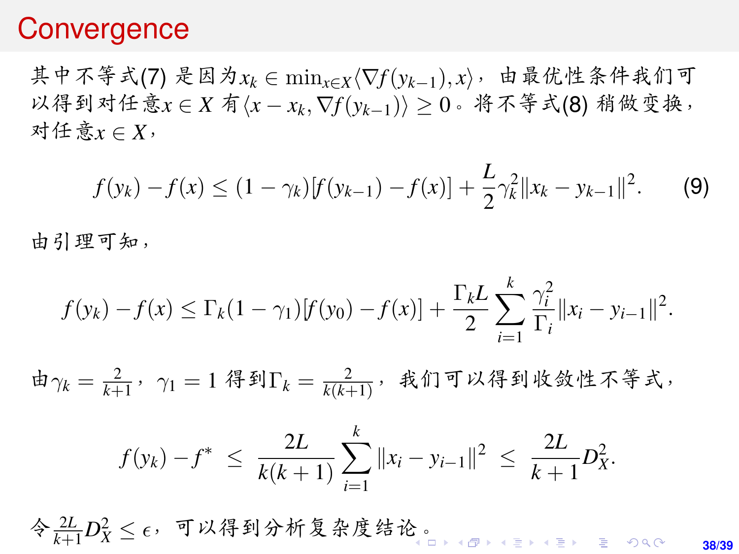# Convergence

其中不等式(7) 是因为$x_k \in \min_{x \in X}\langle \nabla f(y_{k-1}), x\rangle$，由最优性条件我们可以得到对任意$x \in X$ 有$\langle x - x_k, \nabla f(y_{k-1})\rangle \geq 0$。将不等式(8) 稍做变换，对任意$x \in X$，

$$f(y_k) - f(x) \leq (1 - \gamma_k)[f(y_{k-1}) - f(x)] + \frac{L}{2}\gamma_k^2\|x_k - y_{k-1}\|^2. \qquad (9)$$

由引理可知，

$$f(y_k) - f(x) \leq \Gamma_k(1 - \gamma_1)[f(y_0) - f(x)] + \frac{\Gamma_k L}{2}\sum_{i=1}^{k}\frac{\gamma_i^2}{\Gamma_i}\|x_i - y_{i-1}\|^2.$$

由$\gamma_k = \frac{2}{k+1}$，$\gamma_1 = 1$ 得到$\Gamma_k = \frac{2}{k(k+1)}$，我们可以得到收敛性不等式，

$$f(y_k) - f^* \;\leq\; \frac{2L}{k(k+1)}\sum_{i=1}^{k}\|x_i - y_{i-1}\|^2 \;\leq\; \frac{2L}{k+1}D_X^2.$$

令$\frac{2L}{k+1}D_X^2 \leq \epsilon$，可以得到分析复杂度结论。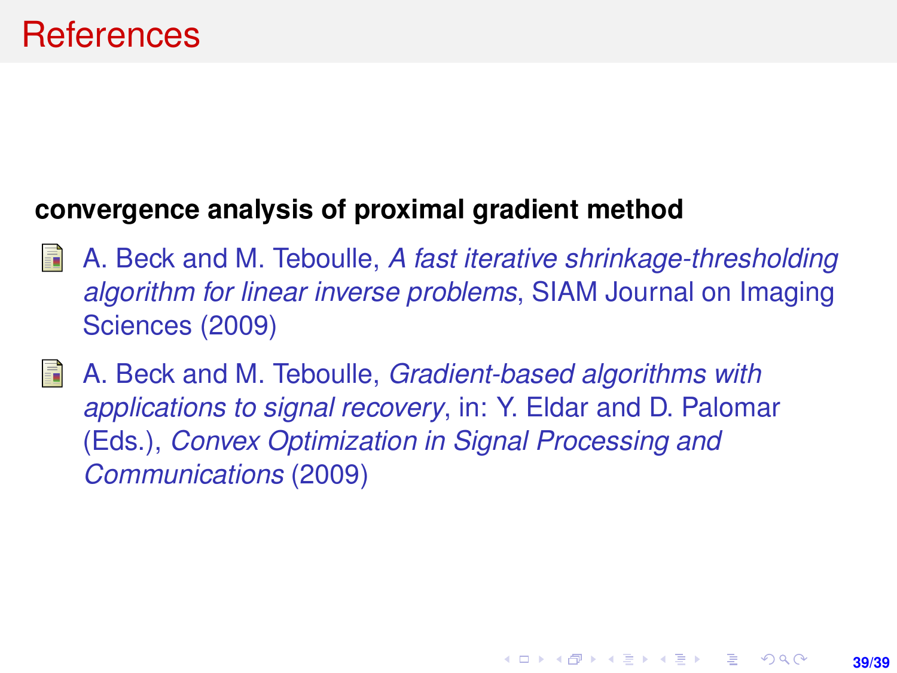# References

**convergence analysis of proximal gradient method**

- A. Beck and M. Teboulle, *A fast iterative shrinkage-thresholding algorithm for linear inverse problems*, SIAM Journal on Imaging Sciences (2009)
- A. Beck and M. Teboulle, *Gradient-based algorithms with applications to signal recovery*, in: Y. Eldar and D. Palomar (Eds.), *Convex Optimization in Signal Processing and Communications* (2009)